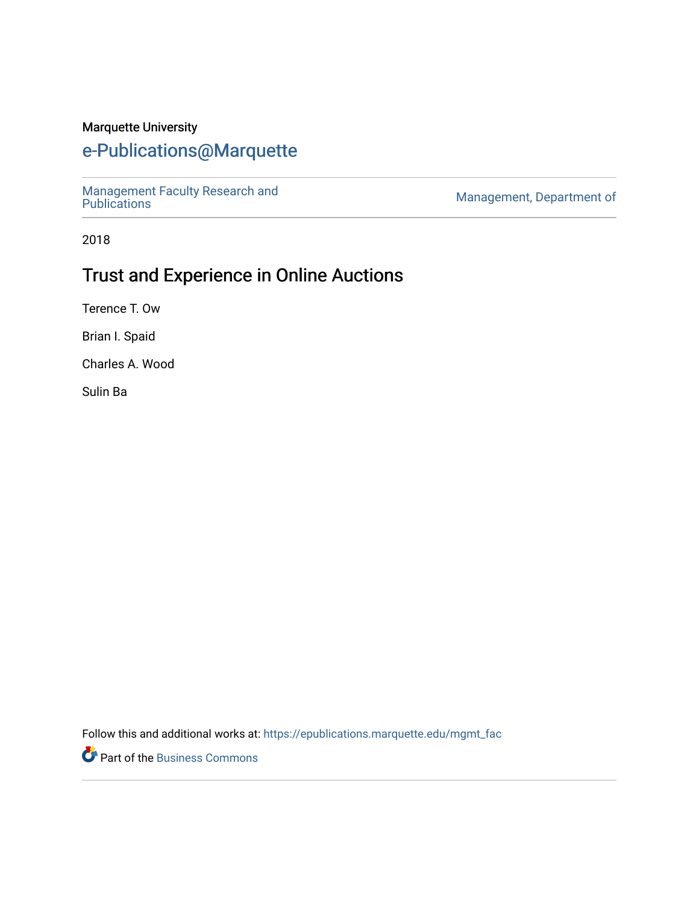Marquette University

# e-Publications@Marquette

Management Faculty Research and Publications | Management, Department of

2018

## Trust and Experience in Online Auctions

Terence T. Ow

Brian I. Spaid

Charles A. Wood

Sulin Ba

Follow this and additional works at: https://epublications.marquette.edu/mgmt_fac

Part of the Business Commons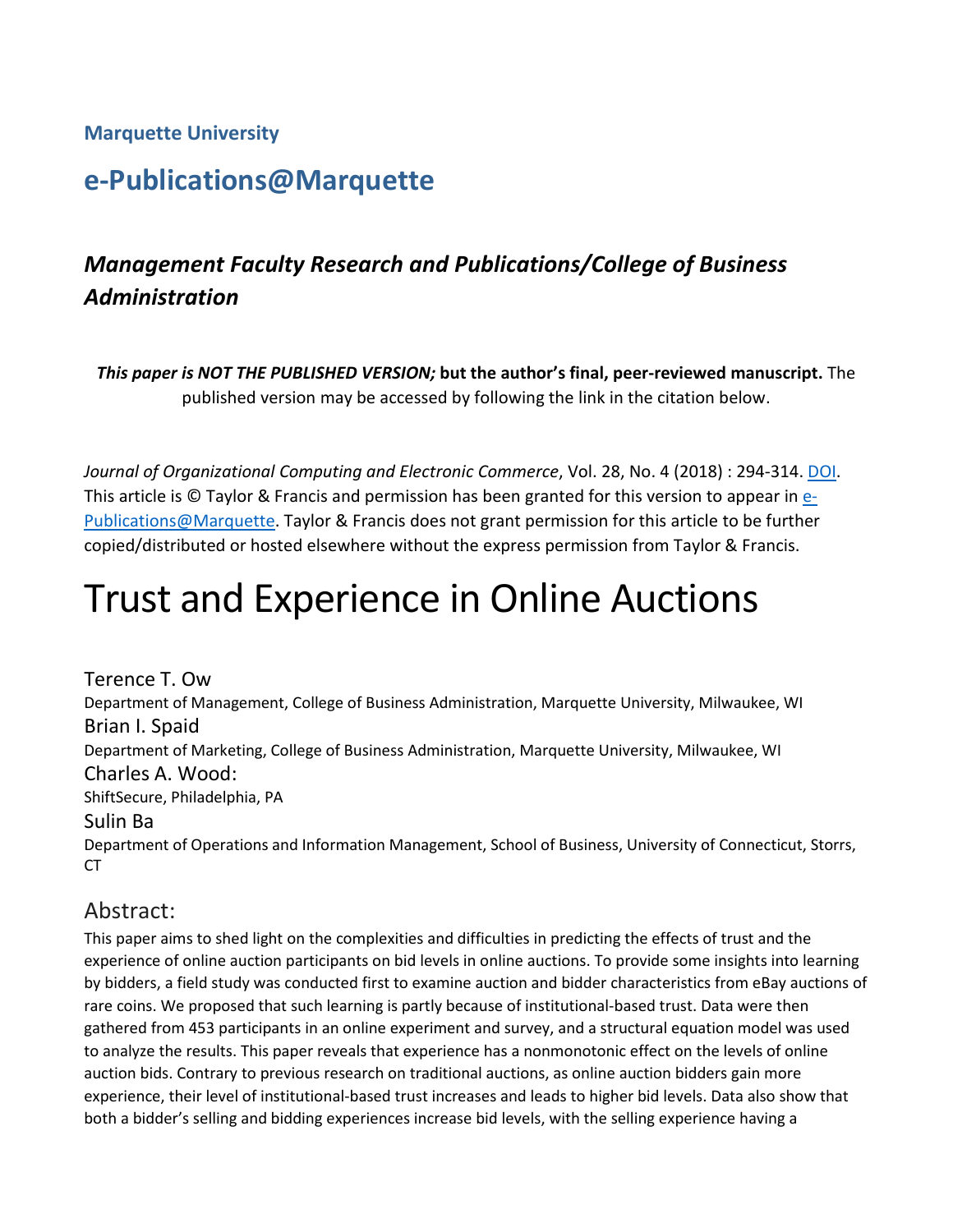**Marquette University**

## e-Publications@Marquette

### *Management Faculty Research and Publications/College of Business Administration*

***This paper is NOT THE PUBLISHED VERSION;* but the author's final, peer-reviewed manuscript.** The published version may be accessed by following the link in the citation below.

*Journal of Organizational Computing and Electronic Commerce*, Vol. 28, No. 4 (2018) : 294-314. DOI. This article is © Taylor & Francis and permission has been granted for this version to appear in e-Publications@Marquette. Taylor & Francis does not grant permission for this article to be further copied/distributed or hosted elsewhere without the express permission from Taylor & Francis.

# Trust and Experience in Online Auctions

Terence T. Ow
Department of Management, College of Business Administration, Marquette University, Milwaukee, WI

Brian I. Spaid
Department of Marketing, College of Business Administration, Marquette University, Milwaukee, WI

Charles A. Wood:
ShiftSecure, Philadelphia, PA

Sulin Ba
Department of Operations and Information Management, School of Business, University of Connecticut, Storrs, CT

## Abstract:

This paper aims to shed light on the complexities and difficulties in predicting the effects of trust and the experience of online auction participants on bid levels in online auctions. To provide some insights into learning by bidders, a field study was conducted first to examine auction and bidder characteristics from eBay auctions of rare coins. We proposed that such learning is partly because of institutional-based trust. Data were then gathered from 453 participants in an online experiment and survey, and a structural equation model was used to analyze the results. This paper reveals that experience has a nonmonotonic effect on the levels of online auction bids. Contrary to previous research on traditional auctions, as online auction bidders gain more experience, their level of institutional-based trust increases and leads to higher bid levels. Data also show that both a bidder's selling and bidding experiences increase bid levels, with the selling experience having a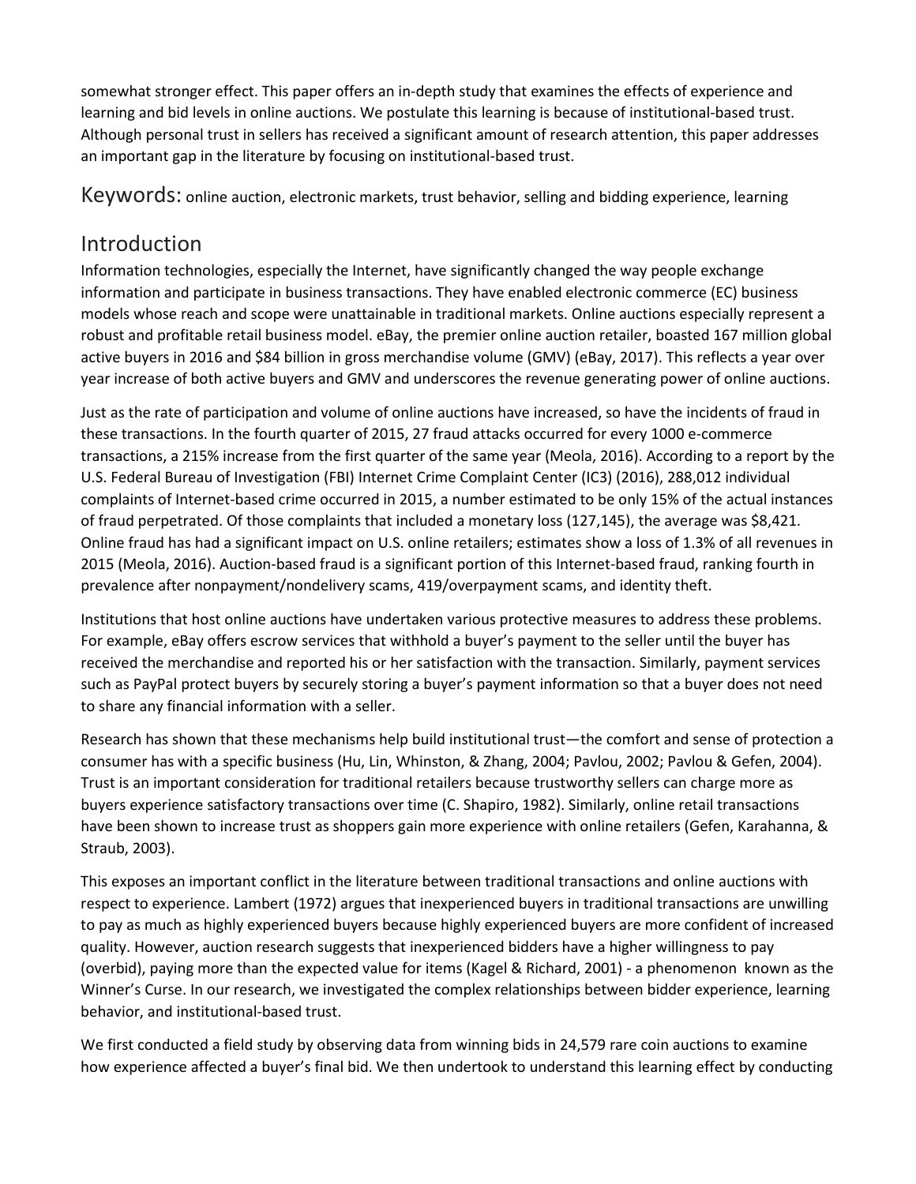somewhat stronger effect. This paper offers an in-depth study that examines the effects of experience and learning and bid levels in online auctions. We postulate this learning is because of institutional-based trust. Although personal trust in sellers has received a significant amount of research attention, this paper addresses an important gap in the literature by focusing on institutional-based trust.

Keywords: online auction, electronic markets, trust behavior, selling and bidding experience, learning

## Introduction

Information technologies, especially the Internet, have significantly changed the way people exchange information and participate in business transactions. They have enabled electronic commerce (EC) business models whose reach and scope were unattainable in traditional markets. Online auctions especially represent a robust and profitable retail business model. eBay, the premier online auction retailer, boasted 167 million global active buyers in 2016 and $84 billion in gross merchandise volume (GMV) (eBay, 2017). This reflects a year over year increase of both active buyers and GMV and underscores the revenue generating power of online auctions.

Just as the rate of participation and volume of online auctions have increased, so have the incidents of fraud in these transactions. In the fourth quarter of 2015, 27 fraud attacks occurred for every 1000 e-commerce transactions, a 215% increase from the first quarter of the same year (Meola, 2016). According to a report by the U.S. Federal Bureau of Investigation (FBI) Internet Crime Complaint Center (IC3) (2016), 288,012 individual complaints of Internet-based crime occurred in 2015, a number estimated to be only 15% of the actual instances of fraud perpetrated. Of those complaints that included a monetary loss (127,145), the average was $8,421. Online fraud has had a significant impact on U.S. online retailers; estimates show a loss of 1.3% of all revenues in 2015 (Meola, 2016). Auction-based fraud is a significant portion of this Internet-based fraud, ranking fourth in prevalence after nonpayment/nondelivery scams, 419/overpayment scams, and identity theft.

Institutions that host online auctions have undertaken various protective measures to address these problems. For example, eBay offers escrow services that withhold a buyer's payment to the seller until the buyer has received the merchandise and reported his or her satisfaction with the transaction. Similarly, payment services such as PayPal protect buyers by securely storing a buyer's payment information so that a buyer does not need to share any financial information with a seller.

Research has shown that these mechanisms help build institutional trust—the comfort and sense of protection a consumer has with a specific business (Hu, Lin, Whinston, & Zhang, 2004; Pavlou, 2002; Pavlou & Gefen, 2004). Trust is an important consideration for traditional retailers because trustworthy sellers can charge more as buyers experience satisfactory transactions over time (C. Shapiro, 1982). Similarly, online retail transactions have been shown to increase trust as shoppers gain more experience with online retailers (Gefen, Karahanna, & Straub, 2003).

This exposes an important conflict in the literature between traditional transactions and online auctions with respect to experience. Lambert (1972) argues that inexperienced buyers in traditional transactions are unwilling to pay as much as highly experienced buyers because highly experienced buyers are more confident of increased quality. However, auction research suggests that inexperienced bidders have a higher willingness to pay (overbid), paying more than the expected value for items (Kagel & Richard, 2001) - a phenomenon known as the Winner's Curse. In our research, we investigated the complex relationships between bidder experience, learning behavior, and institutional-based trust.

We first conducted a field study by observing data from winning bids in 24,579 rare coin auctions to examine how experience affected a buyer's final bid. We then undertook to understand this learning effect by conducting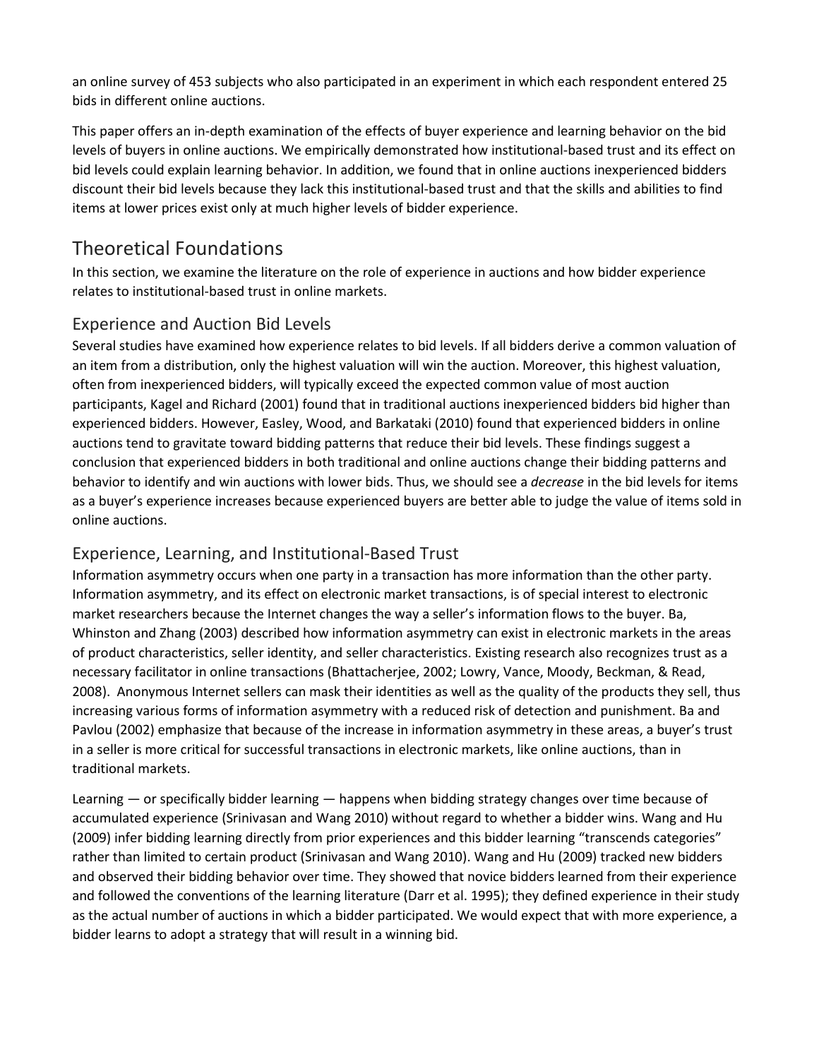an online survey of 453 subjects who also participated in an experiment in which each respondent entered 25 bids in different online auctions.

This paper offers an in-depth examination of the effects of buyer experience and learning behavior on the bid levels of buyers in online auctions. We empirically demonstrated how institutional-based trust and its effect on bid levels could explain learning behavior. In addition, we found that in online auctions inexperienced bidders discount their bid levels because they lack this institutional-based trust and that the skills and abilities to find items at lower prices exist only at much higher levels of bidder experience.

# Theoretical Foundations

In this section, we examine the literature on the role of experience in auctions and how bidder experience relates to institutional-based trust in online markets.

## Experience and Auction Bid Levels

Several studies have examined how experience relates to bid levels. If all bidders derive a common valuation of an item from a distribution, only the highest valuation will win the auction. Moreover, this highest valuation, often from inexperienced bidders, will typically exceed the expected common value of most auction participants, Kagel and Richard (2001) found that in traditional auctions inexperienced bidders bid higher than experienced bidders. However, Easley, Wood, and Barkataki (2010) found that experienced bidders in online auctions tend to gravitate toward bidding patterns that reduce their bid levels. These findings suggest a conclusion that experienced bidders in both traditional and online auctions change their bidding patterns and behavior to identify and win auctions with lower bids. Thus, we should see a *decrease* in the bid levels for items as a buyer's experience increases because experienced buyers are better able to judge the value of items sold in online auctions.

## Experience, Learning, and Institutional-Based Trust

Information asymmetry occurs when one party in a transaction has more information than the other party. Information asymmetry, and its effect on electronic market transactions, is of special interest to electronic market researchers because the Internet changes the way a seller's information flows to the buyer. Ba, Whinston and Zhang (2003) described how information asymmetry can exist in electronic markets in the areas of product characteristics, seller identity, and seller characteristics. Existing research also recognizes trust as a necessary facilitator in online transactions (Bhattacherjee, 2002; Lowry, Vance, Moody, Beckman, & Read, 2008). Anonymous Internet sellers can mask their identities as well as the quality of the products they sell, thus increasing various forms of information asymmetry with a reduced risk of detection and punishment. Ba and Pavlou (2002) emphasize that because of the increase in information asymmetry in these areas, a buyer's trust in a seller is more critical for successful transactions in electronic markets, like online auctions, than in traditional markets.

Learning — or specifically bidder learning — happens when bidding strategy changes over time because of accumulated experience (Srinivasan and Wang 2010) without regard to whether a bidder wins. Wang and Hu (2009) infer bidding learning directly from prior experiences and this bidder learning "transcends categories" rather than limited to certain product (Srinivasan and Wang 2010). Wang and Hu (2009) tracked new bidders and observed their bidding behavior over time. They showed that novice bidders learned from their experience and followed the conventions of the learning literature (Darr et al. 1995); they defined experience in their study as the actual number of auctions in which a bidder participated. We would expect that with more experience, a bidder learns to adopt a strategy that will result in a winning bid.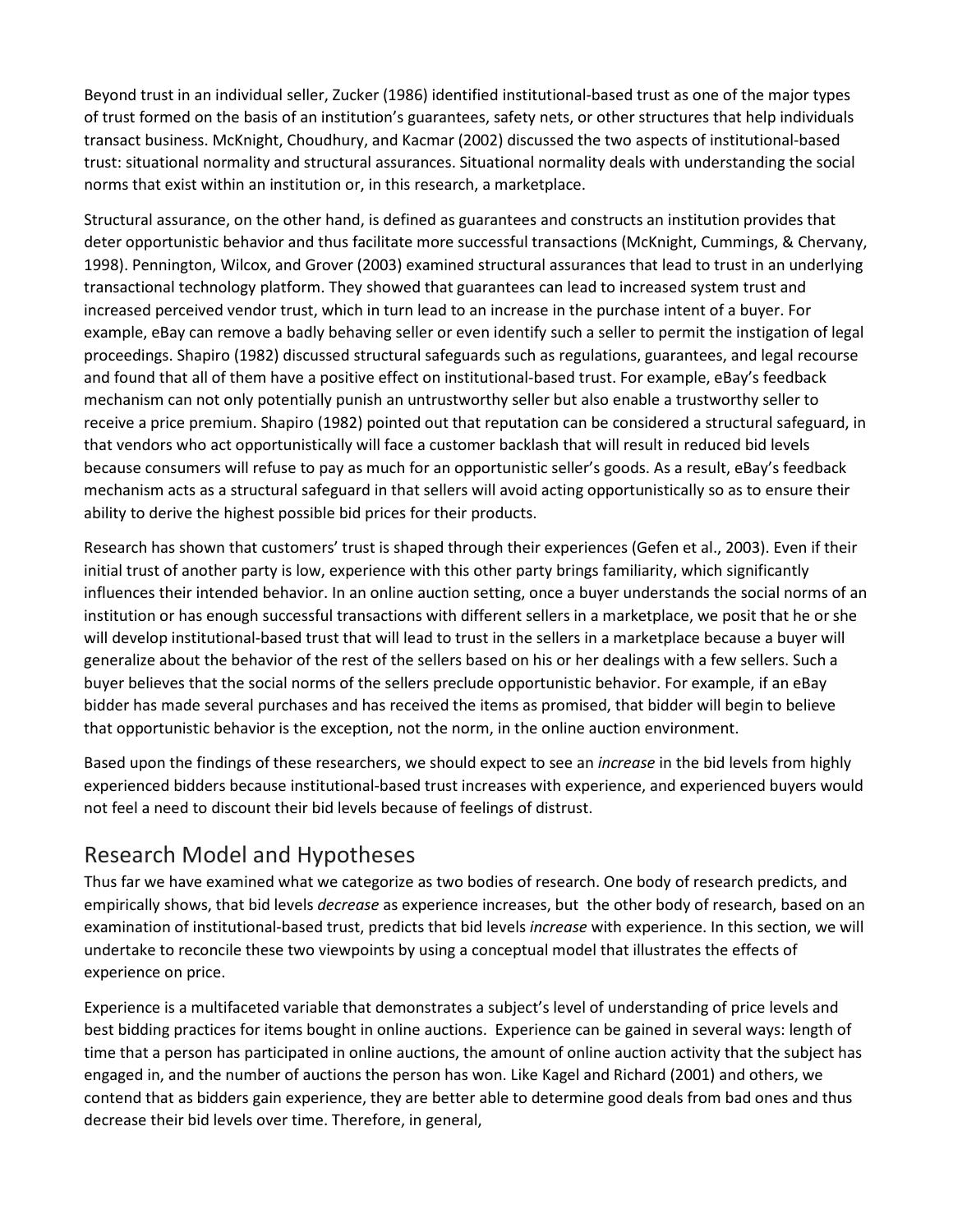Beyond trust in an individual seller, Zucker (1986) identified institutional-based trust as one of the major types of trust formed on the basis of an institution's guarantees, safety nets, or other structures that help individuals transact business. McKnight, Choudhury, and Kacmar (2002) discussed the two aspects of institutional-based trust: situational normality and structural assurances. Situational normality deals with understanding the social norms that exist within an institution or, in this research, a marketplace.

Structural assurance, on the other hand, is defined as guarantees and constructs an institution provides that deter opportunistic behavior and thus facilitate more successful transactions (McKnight, Cummings, & Chervany, 1998). Pennington, Wilcox, and Grover (2003) examined structural assurances that lead to trust in an underlying transactional technology platform. They showed that guarantees can lead to increased system trust and increased perceived vendor trust, which in turn lead to an increase in the purchase intent of a buyer. For example, eBay can remove a badly behaving seller or even identify such a seller to permit the instigation of legal proceedings. Shapiro (1982) discussed structural safeguards such as regulations, guarantees, and legal recourse and found that all of them have a positive effect on institutional-based trust. For example, eBay's feedback mechanism can not only potentially punish an untrustworthy seller but also enable a trustworthy seller to receive a price premium. Shapiro (1982) pointed out that reputation can be considered a structural safeguard, in that vendors who act opportunistically will face a customer backlash that will result in reduced bid levels because consumers will refuse to pay as much for an opportunistic seller's goods. As a result, eBay's feedback mechanism acts as a structural safeguard in that sellers will avoid acting opportunistically so as to ensure their ability to derive the highest possible bid prices for their products.

Research has shown that customers' trust is shaped through their experiences (Gefen et al., 2003). Even if their initial trust of another party is low, experience with this other party brings familiarity, which significantly influences their intended behavior. In an online auction setting, once a buyer understands the social norms of an institution or has enough successful transactions with different sellers in a marketplace, we posit that he or she will develop institutional-based trust that will lead to trust in the sellers in a marketplace because a buyer will generalize about the behavior of the rest of the sellers based on his or her dealings with a few sellers. Such a buyer believes that the social norms of the sellers preclude opportunistic behavior. For example, if an eBay bidder has made several purchases and has received the items as promised, that bidder will begin to believe that opportunistic behavior is the exception, not the norm, in the online auction environment.

Based upon the findings of these researchers, we should expect to see an *increase* in the bid levels from highly experienced bidders because institutional-based trust increases with experience, and experienced buyers would not feel a need to discount their bid levels because of feelings of distrust.

## Research Model and Hypotheses

Thus far we have examined what we categorize as two bodies of research. One body of research predicts, and empirically shows, that bid levels *decrease* as experience increases, but the other body of research, based on an examination of institutional-based trust, predicts that bid levels *increase* with experience. In this section, we will undertake to reconcile these two viewpoints by using a conceptual model that illustrates the effects of experience on price.

Experience is a multifaceted variable that demonstrates a subject's level of understanding of price levels and best bidding practices for items bought in online auctions. Experience can be gained in several ways: length of time that a person has participated in online auctions, the amount of online auction activity that the subject has engaged in, and the number of auctions the person has won. Like Kagel and Richard (2001) and others, we contend that as bidders gain experience, they are better able to determine good deals from bad ones and thus decrease their bid levels over time. Therefore, in general,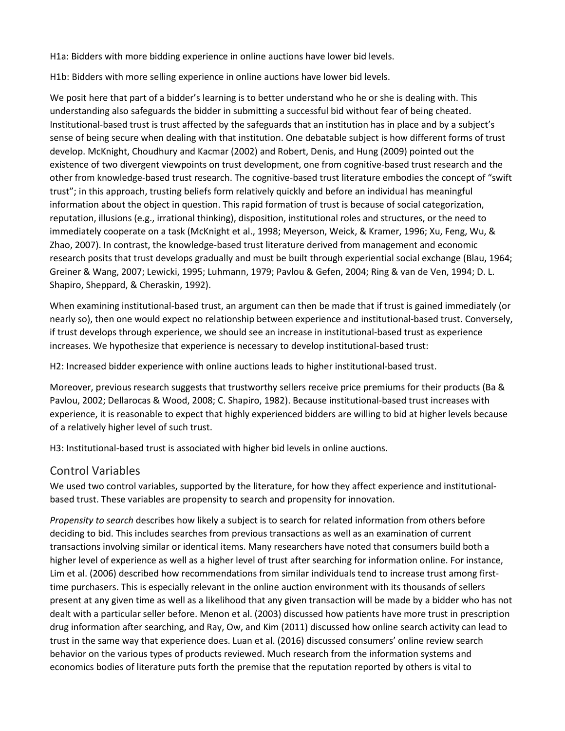H1a: Bidders with more bidding experience in online auctions have lower bid levels.

H1b: Bidders with more selling experience in online auctions have lower bid levels.

We posit here that part of a bidder's learning is to better understand who he or she is dealing with. This understanding also safeguards the bidder in submitting a successful bid without fear of being cheated. Institutional-based trust is trust affected by the safeguards that an institution has in place and by a subject's sense of being secure when dealing with that institution. One debatable subject is how different forms of trust develop. McKnight, Choudhury and Kacmar (2002) and Robert, Denis, and Hung (2009) pointed out the existence of two divergent viewpoints on trust development, one from cognitive-based trust research and the other from knowledge-based trust research. The cognitive-based trust literature embodies the concept of "swift trust"; in this approach, trusting beliefs form relatively quickly and before an individual has meaningful information about the object in question. This rapid formation of trust is because of social categorization, reputation, illusions (e.g., irrational thinking), disposition, institutional roles and structures, or the need to immediately cooperate on a task (McKnight et al., 1998; Meyerson, Weick, & Kramer, 1996; Xu, Feng, Wu, & Zhao, 2007). In contrast, the knowledge-based trust literature derived from management and economic research posits that trust develops gradually and must be built through experiential social exchange (Blau, 1964; Greiner & Wang, 2007; Lewicki, 1995; Luhmann, 1979; Pavlou & Gefen, 2004; Ring & van de Ven, 1994; D. L. Shapiro, Sheppard, & Cheraskin, 1992).

When examining institutional-based trust, an argument can then be made that if trust is gained immediately (or nearly so), then one would expect no relationship between experience and institutional-based trust. Conversely, if trust develops through experience, we should see an increase in institutional-based trust as experience increases. We hypothesize that experience is necessary to develop institutional-based trust:

H2: Increased bidder experience with online auctions leads to higher institutional-based trust.

Moreover, previous research suggests that trustworthy sellers receive price premiums for their products (Ba & Pavlou, 2002; Dellarocas & Wood, 2008; C. Shapiro, 1982). Because institutional-based trust increases with experience, it is reasonable to expect that highly experienced bidders are willing to bid at higher levels because of a relatively higher level of such trust.

H3: Institutional-based trust is associated with higher bid levels in online auctions.

## Control Variables

We used two control variables, supported by the literature, for how they affect experience and institutional-based trust. These variables are propensity to search and propensity for innovation.

*Propensity to search* describes how likely a subject is to search for related information from others before deciding to bid. This includes searches from previous transactions as well as an examination of current transactions involving similar or identical items. Many researchers have noted that consumers build both a higher level of experience as well as a higher level of trust after searching for information online. For instance, Lim et al. (2006) described how recommendations from similar individuals tend to increase trust among first-time purchasers. This is especially relevant in the online auction environment with its thousands of sellers present at any given time as well as a likelihood that any given transaction will be made by a bidder who has not dealt with a particular seller before. Menon et al. (2003) discussed how patients have more trust in prescription drug information after searching, and Ray, Ow, and Kim (2011) discussed how online search activity can lead to trust in the same way that experience does. Luan et al. (2016) discussed consumers' online review search behavior on the various types of products reviewed. Much research from the information systems and economics bodies of literature puts forth the premise that the reputation reported by others is vital to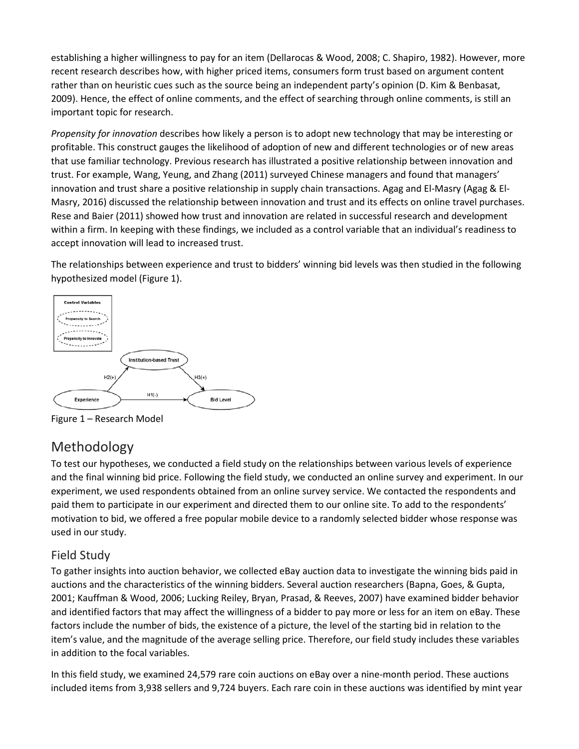establishing a higher willingness to pay for an item (Dellarocas & Wood, 2008; C. Shapiro, 1982). However, more recent research describes how, with higher priced items, consumers form trust based on argument content rather than on heuristic cues such as the source being an independent party's opinion (D. Kim & Benbasat, 2009). Hence, the effect of online comments, and the effect of searching through online comments, is still an important topic for research.

*Propensity for innovation* describes how likely a person is to adopt new technology that may be interesting or profitable. This construct gauges the likelihood of adoption of new and different technologies or of new areas that use familiar technology. Previous research has illustrated a positive relationship between innovation and trust. For example, Wang, Yeung, and Zhang (2011) surveyed Chinese managers and found that managers' innovation and trust share a positive relationship in supply chain transactions. Agag and El-Masry (Agag & El-Masry, 2016) discussed the relationship between innovation and trust and its effects on online travel purchases. Rese and Baier (2011) showed how trust and innovation are related in successful research and development within a firm. In keeping with these findings, we included as a control variable that an individual's readiness to accept innovation will lead to increased trust.

The relationships between experience and trust to bidders' winning bid levels was then studied in the following hypothesized model (Figure 1).

Figure 1 – Research Model

# Methodology

To test our hypotheses, we conducted a field study on the relationships between various levels of experience and the final winning bid price. Following the field study, we conducted an online survey and experiment. In our experiment, we used respondents obtained from an online survey service. We contacted the respondents and paid them to participate in our experiment and directed them to our online site. To add to the respondents' motivation to bid, we offered a free popular mobile device to a randomly selected bidder whose response was used in our study.

## Field Study

To gather insights into auction behavior, we collected eBay auction data to investigate the winning bids paid in auctions and the characteristics of the winning bidders. Several auction researchers (Bapna, Goes, & Gupta, 2001; Kauffman & Wood, 2006; Lucking Reiley, Bryan, Prasad, & Reeves, 2007) have examined bidder behavior and identified factors that may affect the willingness of a bidder to pay more or less for an item on eBay. These factors include the number of bids, the existence of a picture, the level of the starting bid in relation to the item's value, and the magnitude of the average selling price. Therefore, our field study includes these variables in addition to the focal variables.

In this field study, we examined 24,579 rare coin auctions on eBay over a nine-month period. These auctions included items from 3,938 sellers and 9,724 buyers. Each rare coin in these auctions was identified by mint year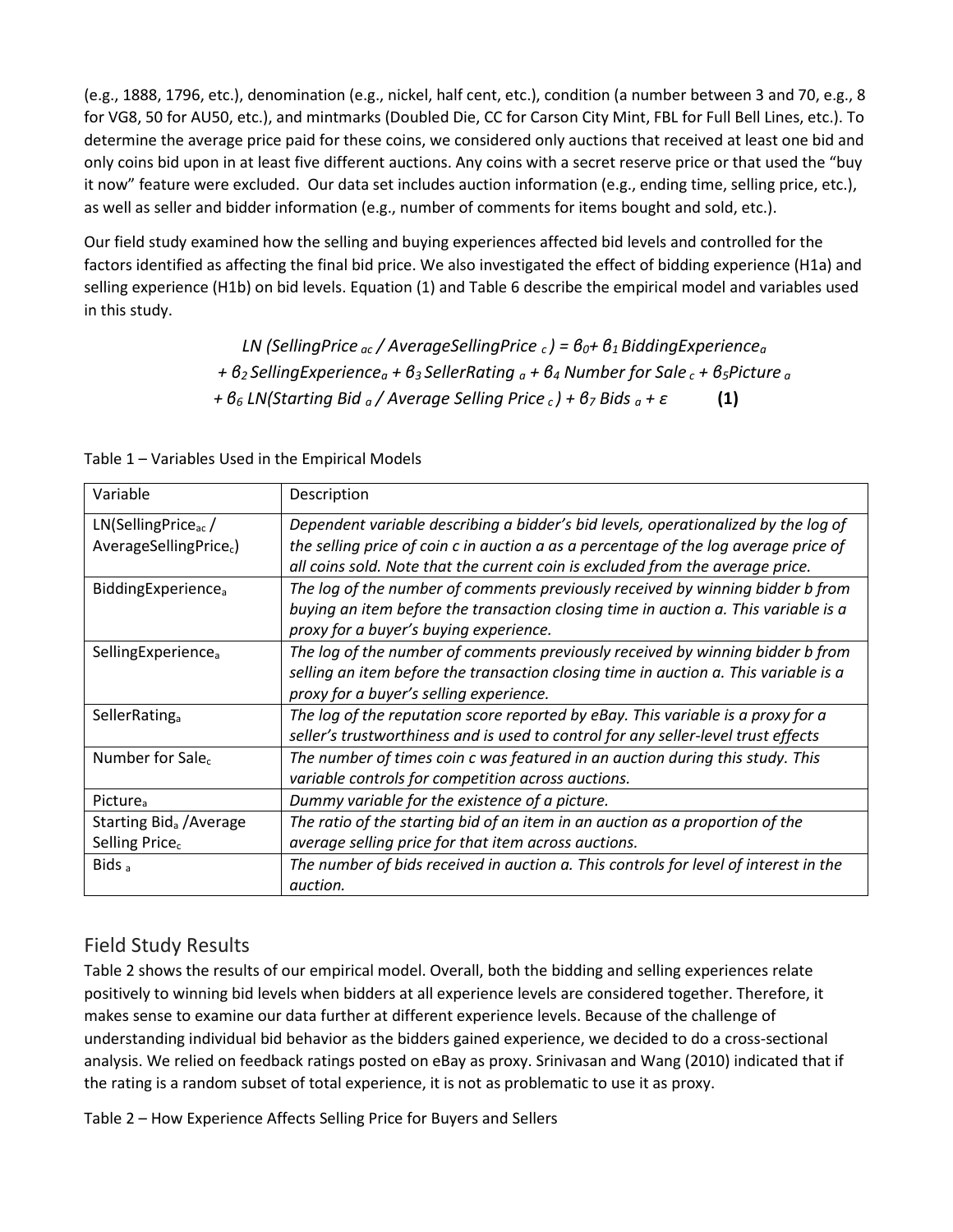(e.g., 1888, 1796, etc.), denomination (e.g., nickel, half cent, etc.), condition (a number between 3 and 70, e.g., 8 for VG8, 50 for AU50, etc.), and mintmarks (Doubled Die, CC for Carson City Mint, FBL for Full Bell Lines, etc.). To determine the average price paid for these coins, we considered only auctions that received at least one bid and only coins bid upon in at least five different auctions. Any coins with a secret reserve price or that used the "buy it now" feature were excluded. Our data set includes auction information (e.g., ending time, selling price, etc.), as well as seller and bidder information (e.g., number of comments for items bought and sold, etc.).

Our field study examined how the selling and buying experiences affected bid levels and controlled for the factors identified as affecting the final bid price. We also investigated the effect of bidding experience (H1a) and selling experience (H1b) on bid levels. Equation (1) and Table 6 describe the empirical model and variables used in this study.

$$
\begin{aligned}
LN(SellingPrice_{ac} / AverageSellingPrice_{c}) &= \beta_0 + \beta_1 BiddingExperience_a \\
&+ \beta_2 SellingExperience_a + \beta_3 SellerRating_a + \beta_4 Number\ for\ Sale_c + \beta_5 Picture_a \\
&+ \beta_6 LN(Starting\ Bid_a / Average\ Selling\ Price_c) + \beta_7 Bids_a + \varepsilon \qquad \textbf{(1)}
\end{aligned}
$$

Table 1 – Variables Used in the Empirical Models

| Variable | Description |
| --- | --- |
| LN($SellingPrice_{ac}$ / $AverageSellingPrice_c$) | *Dependent variable describing a bidder's bid levels, operationalized by the log of the selling price of coin c in auction a as a percentage of the log average price of all coins sold. Note that the current coin is excluded from the average price.* |
| $BiddingExperience_a$ | *The log of the number of comments previously received by winning bidder b from buying an item before the transaction closing time in auction a. This variable is a proxy for a buyer's buying experience.* |
| $SellingExperience_a$ | *The log of the number of comments previously received by winning bidder b from selling an item before the transaction closing time in auction a. This variable is a proxy for a buyer's selling experience.* |
| $SellerRating_a$ | *The log of the reputation score reported by eBay. This variable is a proxy for a seller's trustworthiness and is used to control for any seller-level trust effects* |
| Number for $Sale_c$ | *The number of times coin c was featured in an auction during this study. This variable controls for competition across auctions.* |
| $Picture_a$ | *Dummy variable for the existence of a picture.* |
| Starting $Bid_a$ /Average Selling $Price_c$ | *The ratio of the starting bid of an item in an auction as a proportion of the average selling price for that item across auctions.* |
| $Bids_a$ | *The number of bids received in auction a. This controls for level of interest in the auction.* |

## Field Study Results

Table 2 shows the results of our empirical model. Overall, both the bidding and selling experiences relate positively to winning bid levels when bidders at all experience levels are considered together. Therefore, it makes sense to examine our data further at different experience levels. Because of the challenge of understanding individual bid behavior as the bidders gained experience, we decided to do a cross-sectional analysis. We relied on feedback ratings posted on eBay as proxy. Srinivasan and Wang (2010) indicated that if the rating is a random subset of total experience, it is not as problematic to use it as proxy.

Table 2 – How Experience Affects Selling Price for Buyers and Sellers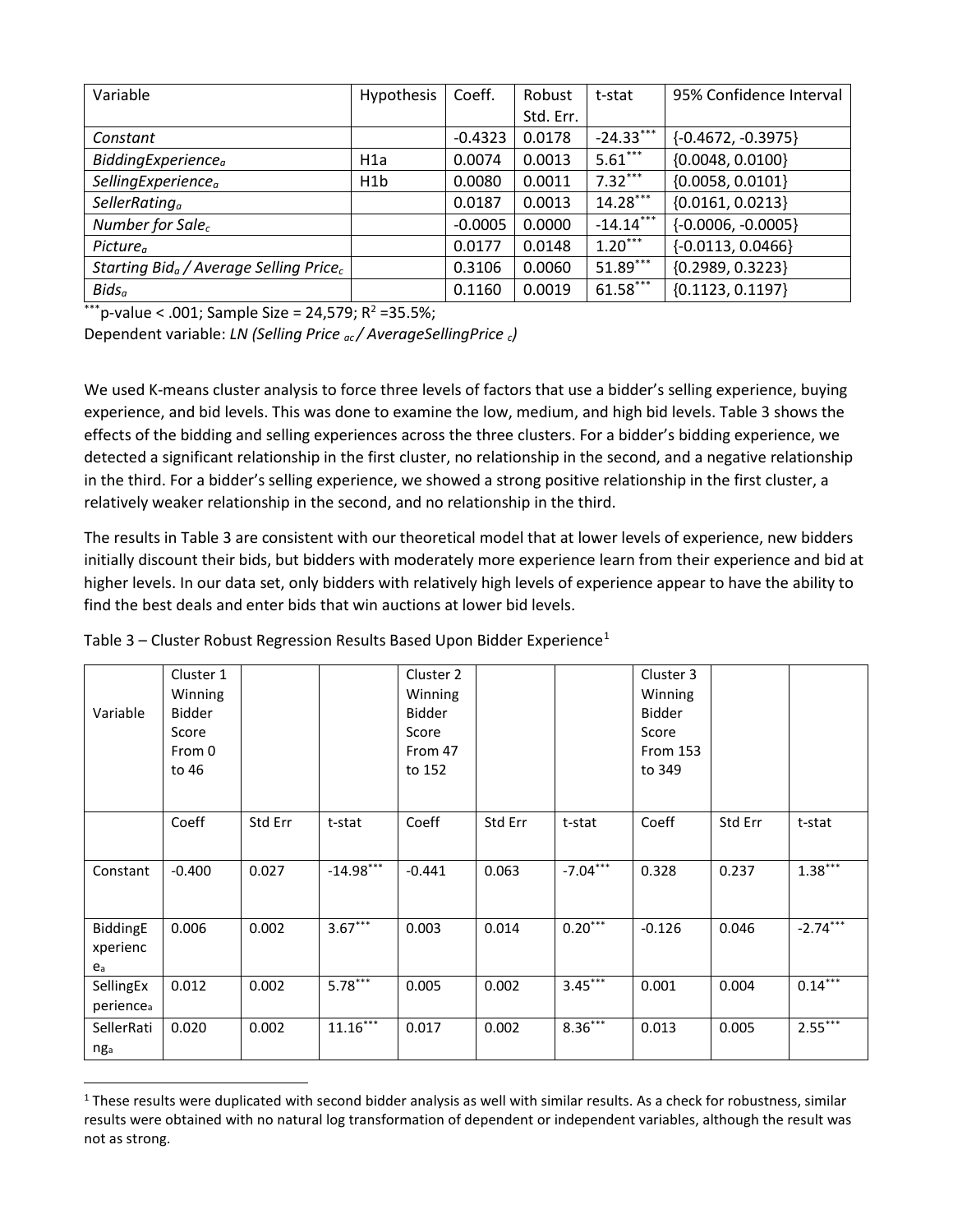| Variable | Hypothesis | Coeff. | Robust Std. Err. | t-stat | 95% Confidence Interval |
|---|---|---|---|---|---|
| *Constant* | | -0.4323 | 0.0178 | -24.33*** | {-0.4672, -0.3975} |
| *$BiddingExperience_a$* | H1a | 0.0074 | 0.0013 | 5.61*** | {0.0048, 0.0100} |
| *$SellingExperience_a$* | H1b | 0.0080 | 0.0011 | 7.32*** | {0.0058, 0.0101} |
| *$SellerRating_a$* | | 0.0187 | 0.0013 | 14.28*** | {0.0161, 0.0213} |
| *Number for $Sale_c$* | | -0.0005 | 0.0000 | -14.14*** | {-0.0006, -0.0005} |
| *$Picture_a$* | | 0.0177 | 0.0148 | 1.20*** | {-0.0113, 0.0466} |
| *Starting $Bid_a$ / Average Selling $Price_c$* | | 0.3106 | 0.0060 | 51.89*** | {0.2989, 0.3223} |
| *$Bids_a$* | | 0.1160 | 0.0019 | 61.58*** | {0.1123, 0.1197} |

***p-value < .001; Sample Size = 24,579; $R^2$ =35.5%;

Dependent variable: *LN (Selling $Price_{ac}$ / $AverageSellingPrice_c$)*

We used K-means cluster analysis to force three levels of factors that use a bidder's selling experience, buying experience, and bid levels. This was done to examine the low, medium, and high bid levels. Table 3 shows the effects of the bidding and selling experiences across the three clusters. For a bidder's bidding experience, we detected a significant relationship in the first cluster, no relationship in the second, and a negative relationship in the third. For a bidder's selling experience, we showed a strong positive relationship in the first cluster, a relatively weaker relationship in the second, and no relationship in the third.

The results in Table 3 are consistent with our theoretical model that at lower levels of experience, new bidders initially discount their bids, but bidders with moderately more experience learn from their experience and bid at higher levels. In our data set, only bidders with relatively high levels of experience appear to have the ability to find the best deals and enter bids that win auctions at lower bid levels.

Table 3 – Cluster Robust Regression Results Based Upon Bidder Experience[1]

| Variable | Cluster 1 Winning Bidder Score From 0 to 46 | | | Cluster 2 Winning Bidder Score From 47 to 152 | | | Cluster 3 Winning Bidder Score From 153 to 349 | | |
|---|---|---|---|---|---|---|---|---|---|
| | Coeff | Std Err | t-stat | Coeff | Std Err | t-stat | Coeff | Std Err | t-stat |
| Constant | -0.400 | 0.027 | -14.98*** | -0.441 | 0.063 | -7.04*** | 0.328 | 0.237 | 1.38*** |
| $BiddingExperience_a$ | 0.006 | 0.002 | 3.67*** | 0.003 | 0.014 | 0.20*** | -0.126 | 0.046 | -2.74*** |
| $SellingExperience_a$ | 0.012 | 0.002 | 5.78*** | 0.005 | 0.002 | 3.45*** | 0.001 | 0.004 | 0.14*** |
| $SellerRating_a$ | 0.020 | 0.002 | 11.16*** | 0.017 | 0.002 | 8.36*** | 0.013 | 0.005 | 2.55*** |

[1] These results were duplicated with second bidder analysis as well with similar results. As a check for robustness, similar results were obtained with no natural log transformation of dependent or independent variables, although the result was not as strong.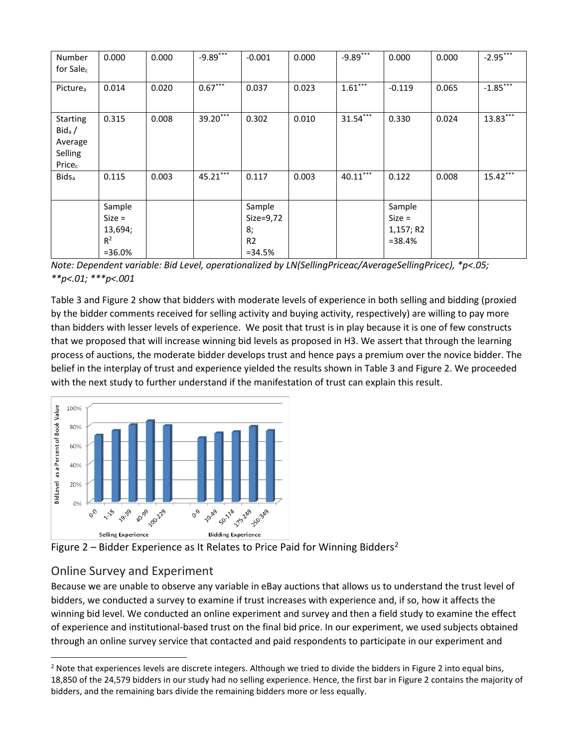| Number for Sale$_c$ | 0.000 | 0.000 | -9.89*** | -0.001 | 0.000 | -9.89*** | 0.000 | 0.000 | -2.95*** |
|---|---|---|---|---|---|---|---|---|---|
| Picture$_a$ | 0.014 | 0.020 | 0.67*** | 0.037 | 0.023 | 1.61*** | -0.119 | 0.065 | -1.85*** |
| Starting Bid$_a$ / Average Selling Price$_c$ | 0.315 | 0.008 | 39.20*** | 0.302 | 0.010 | 31.54*** | 0.330 | 0.024 | 13.83*** |
| Bids$_a$ | 0.115 | 0.003 | 45.21*** | 0.117 | 0.003 | 40.11*** | 0.122 | 0.008 | 15.42*** |
| | Sample Size = 13,694; $R^2$ =36.0% | | | Sample Size=9,728; R2 =34.5% | | | Sample Size = 1,157; R2 =38.4% | | |

*Note: Dependent variable: Bid Level, operationalized by LN(SellingPriceac/AverageSellingPricec), *p<.05; **p<.01; ***p<.001*

Table 3 and Figure 2 show that bidders with moderate levels of experience in both selling and bidding (proxied by the bidder comments received for selling activity and buying activity, respectively) are willing to pay more than bidders with lesser levels of experience. We posit that trust is in play because it is one of few constructs that we proposed that will increase winning bid levels as proposed in H3. We assert that through the learning process of auctions, the moderate bidder develops trust and hence pays a premium over the novice bidder. The belief in the interplay of trust and experience yielded the results shown in Table 3 and Figure 2. We proceeded with the next study to further understand if the manifestation of trust can explain this result.

Figure 2 – Bidder Experience as It Relates to Price Paid for Winning Bidders[2]

## Online Survey and Experiment

Because we are unable to observe any variable in eBay auctions that allows us to understand the trust level of bidders, we conducted a survey to examine if trust increases with experience and, if so, how it affects the winning bid level. We conducted an online experiment and survey and then a field study to examine the effect of experience and institutional-based trust on the final bid price. In our experiment, we used subjects obtained through an online survey service that contacted and paid respondents to participate in our experiment and

[2] Note that experiences levels are discrete integers. Although we tried to divide the bidders in Figure 2 into equal bins, 18,850 of the 24,579 bidders in our study had no selling experience. Hence, the first bar in Figure 2 contains the majority of bidders, and the remaining bars divide the remaining bidders more or less equally.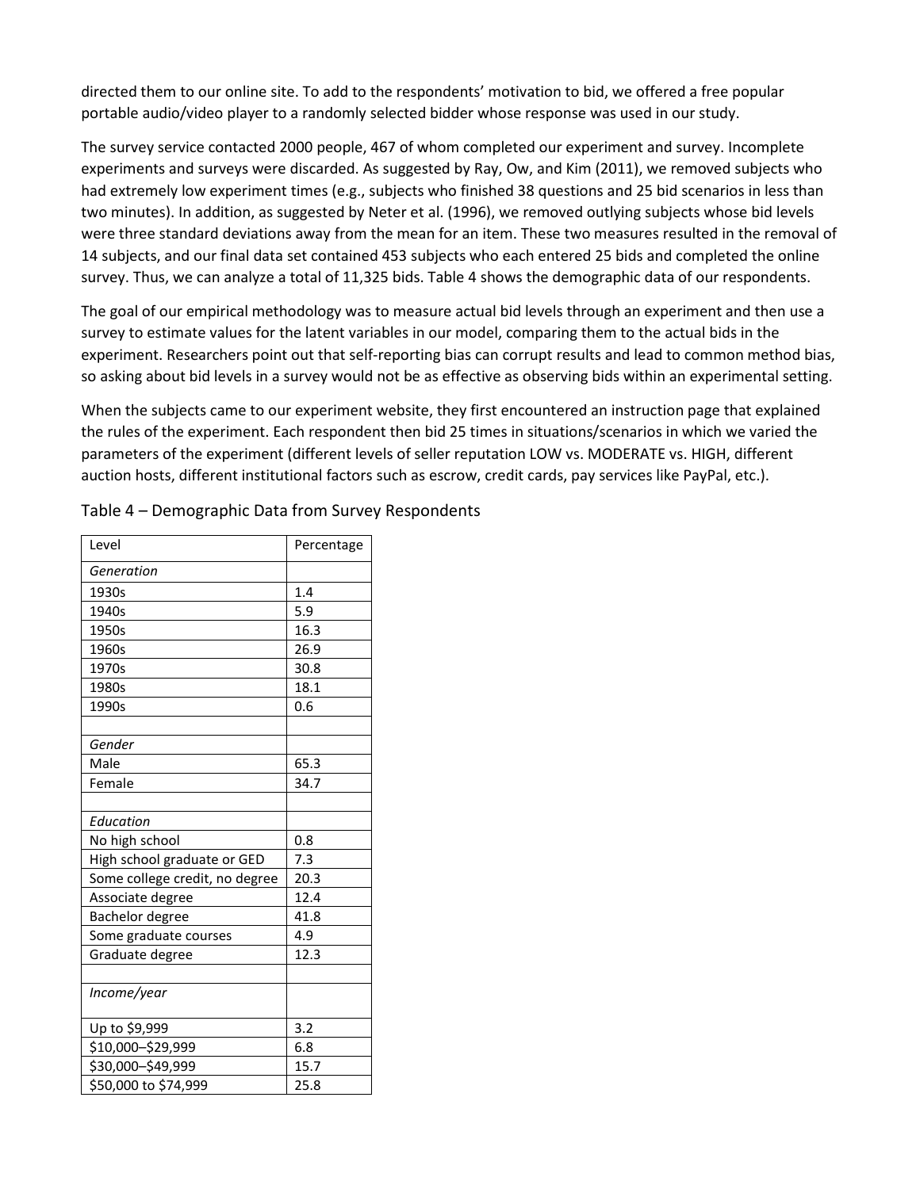directed them to our online site. To add to the respondents' motivation to bid, we offered a free popular portable audio/video player to a randomly selected bidder whose response was used in our study.

The survey service contacted 2000 people, 467 of whom completed our experiment and survey. Incomplete experiments and surveys were discarded. As suggested by Ray, Ow, and Kim (2011), we removed subjects who had extremely low experiment times (e.g., subjects who finished 38 questions and 25 bid scenarios in less than two minutes). In addition, as suggested by Neter et al. (1996), we removed outlying subjects whose bid levels were three standard deviations away from the mean for an item. These two measures resulted in the removal of 14 subjects, and our final data set contained 453 subjects who each entered 25 bids and completed the online survey. Thus, we can analyze a total of 11,325 bids. Table 4 shows the demographic data of our respondents.

The goal of our empirical methodology was to measure actual bid levels through an experiment and then use a survey to estimate values for the latent variables in our model, comparing them to the actual bids in the experiment. Researchers point out that self-reporting bias can corrupt results and lead to common method bias, so asking about bid levels in a survey would not be as effective as observing bids within an experimental setting.

When the subjects came to our experiment website, they first encountered an instruction page that explained the rules of the experiment. Each respondent then bid 25 times in situations/scenarios in which we varied the parameters of the experiment (different levels of seller reputation LOW vs. MODERATE vs. HIGH, different auction hosts, different institutional factors such as escrow, credit cards, pay services like PayPal, etc.).

Table 4 – Demographic Data from Survey Respondents

| Level | Percentage |
|---|---|
| *Generation* | |
| 1930s | 1.4 |
| 1940s | 5.9 |
| 1950s | 16.3 |
| 1960s | 26.9 |
| 1970s | 30.8 |
| 1980s | 18.1 |
| 1990s | 0.6 |
| | |
| *Gender* | |
| Male | 65.3 |
| Female | 34.7 |
| | |
| *Education* | |
| No high school | 0.8 |
| High school graduate or GED | 7.3 |
| Some college credit, no degree | 20.3 |
| Associate degree | 12.4 |
| Bachelor degree | 41.8 |
| Some graduate courses | 4.9 |
| Graduate degree | 12.3 |
| | |
| *Income/year* | |
| Up to $9,999 | 3.2 |
| $10,000–$29,999 | 6.8 |
| $30,000–$49,999 | 15.7 |
| $50,000 to $74,999 | 25.8 |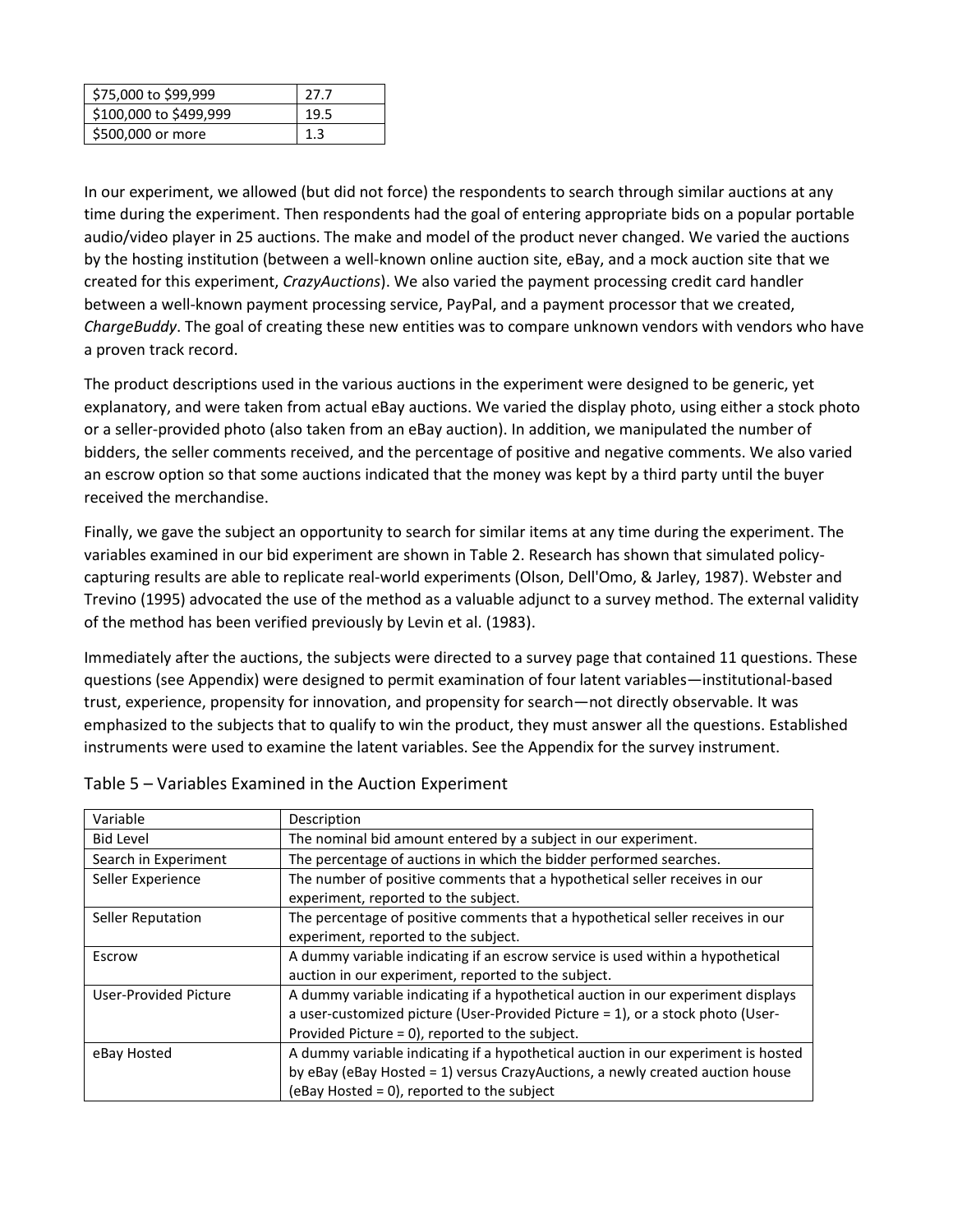| $75,000 to $99,999 | 27.7 |
|---|---|
| $100,000 to $499,999 | 19.5 |
| $500,000 or more | 1.3 |

In our experiment, we allowed (but did not force) the respondents to search through similar auctions at any time during the experiment. Then respondents had the goal of entering appropriate bids on a popular portable audio/video player in 25 auctions. The make and model of the product never changed. We varied the auctions by the hosting institution (between a well-known online auction site, eBay, and a mock auction site that we created for this experiment, *CrazyAuctions*). We also varied the payment processing credit card handler between a well-known payment processing service, PayPal, and a payment processor that we created, *ChargeBuddy*. The goal of creating these new entities was to compare unknown vendors with vendors who have a proven track record.

The product descriptions used in the various auctions in the experiment were designed to be generic, yet explanatory, and were taken from actual eBay auctions. We varied the display photo, using either a stock photo or a seller-provided photo (also taken from an eBay auction). In addition, we manipulated the number of bidders, the seller comments received, and the percentage of positive and negative comments. We also varied an escrow option so that some auctions indicated that the money was kept by a third party until the buyer received the merchandise.

Finally, we gave the subject an opportunity to search for similar items at any time during the experiment. The variables examined in our bid experiment are shown in Table 2. Research has shown that simulated policy-capturing results are able to replicate real-world experiments (Olson, Dell'Omo, & Jarley, 1987). Webster and Trevino (1995) advocated the use of the method as a valuable adjunct to a survey method. The external validity of the method has been verified previously by Levin et al. (1983).

Immediately after the auctions, the subjects were directed to a survey page that contained 11 questions. These questions (see Appendix) were designed to permit examination of four latent variables—institutional-based trust, experience, propensity for innovation, and propensity for search—not directly observable. It was emphasized to the subjects that to qualify to win the product, they must answer all the questions. Established instruments were used to examine the latent variables. See the Appendix for the survey instrument.

Table 5 – Variables Examined in the Auction Experiment

| Variable | Description |
|---|---|
| Bid Level | The nominal bid amount entered by a subject in our experiment. |
| Search in Experiment | The percentage of auctions in which the bidder performed searches. |
| Seller Experience | The number of positive comments that a hypothetical seller receives in our experiment, reported to the subject. |
| Seller Reputation | The percentage of positive comments that a hypothetical seller receives in our experiment, reported to the subject. |
| Escrow | A dummy variable indicating if an escrow service is used within a hypothetical auction in our experiment, reported to the subject. |
| User-Provided Picture | A dummy variable indicating if a hypothetical auction in our experiment displays a user-customized picture (User-Provided Picture = 1), or a stock photo (User-Provided Picture = 0), reported to the subject. |
| eBay Hosted | A dummy variable indicating if a hypothetical auction in our experiment is hosted by eBay (eBay Hosted = 1) versus CrazyAuctions, a newly created auction house (eBay Hosted = 0), reported to the subject |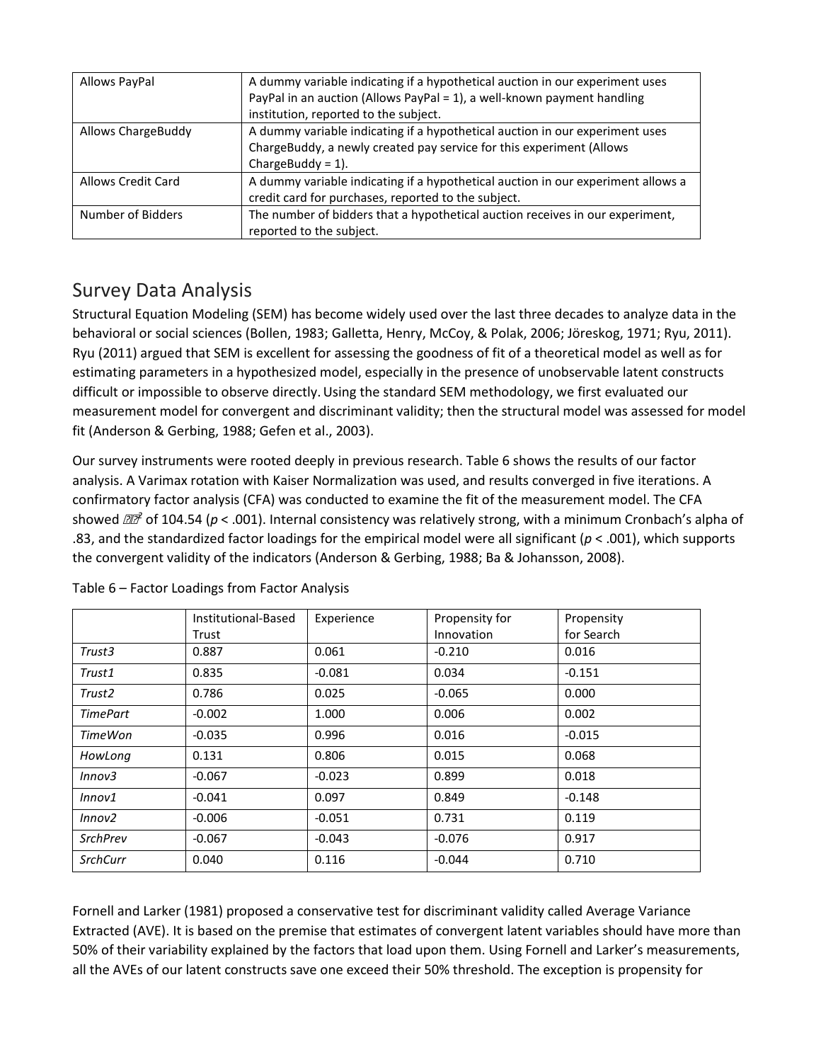| Allows PayPal | A dummy variable indicating if a hypothetical auction in our experiment uses PayPal in an auction (Allows PayPal = 1), a well-known payment handling institution, reported to the subject. |
|---|---|
| Allows ChargeBuddy | A dummy variable indicating if a hypothetical auction in our experiment uses ChargeBuddy, a newly created pay service for this experiment (Allows ChargeBuddy = 1). |
| Allows Credit Card | A dummy variable indicating if a hypothetical auction in our experiment allows a credit card for purchases, reported to the subject. |
| Number of Bidders | The number of bidders that a hypothetical auction receives in our experiment, reported to the subject. |

## Survey Data Analysis

Structural Equation Modeling (SEM) has become widely used over the last three decades to analyze data in the behavioral or social sciences (Bollen, 1983; Galletta, Henry, McCoy, & Polak, 2006; Jöreskog, 1971; Ryu, 2011). Ryu (2011) argued that SEM is excellent for assessing the goodness of fit of a theoretical model as well as for estimating parameters in a hypothesized model, especially in the presence of unobservable latent constructs difficult or impossible to observe directly. Using the standard SEM methodology, we first evaluated our measurement model for convergent and discriminant validity; then the structural model was assessed for model fit (Anderson & Gerbing, 1988; Gefen et al., 2003).

Our survey instruments were rooted deeply in previous research. Table 6 shows the results of our factor analysis. A Varimax rotation with Kaiser Normalization was used, and results converged in five iterations. A confirmatory factor analysis (CFA) was conducted to examine the fit of the measurement model. The CFA showed $\chi^2$ of 104.54 ($p < .001$). Internal consistency was relatively strong, with a minimum Cronbach's alpha of .83, and the standardized factor loadings for the empirical model were all significant ($p < .001$), which supports the convergent validity of the indicators (Anderson & Gerbing, 1988; Ba & Johansson, 2008).

Table 6 – Factor Loadings from Factor Analysis

| | Institutional-Based Trust | Experience | Propensity for Innovation | Propensity for Search |
|---|---|---|---|---|
| *Trust3* | 0.887 | 0.061 | -0.210 | 0.016 |
| *Trust1* | 0.835 | -0.081 | 0.034 | -0.151 |
| *Trust2* | 0.786 | 0.025 | -0.065 | 0.000 |
| *TimePart* | -0.002 | 1.000 | 0.006 | 0.002 |
| *TimeWon* | -0.035 | 0.996 | 0.016 | -0.015 |
| *HowLong* | 0.131 | 0.806 | 0.015 | 0.068 |
| *Innov3* | -0.067 | -0.023 | 0.899 | 0.018 |
| *Innov1* | -0.041 | 0.097 | 0.849 | -0.148 |
| *Innov2* | -0.006 | -0.051 | 0.731 | 0.119 |
| *SrchPrev* | -0.067 | -0.043 | -0.076 | 0.917 |
| *SrchCurr* | 0.040 | 0.116 | -0.044 | 0.710 |

Fornell and Larker (1981) proposed a conservative test for discriminant validity called Average Variance Extracted (AVE). It is based on the premise that estimates of convergent latent variables should have more than 50% of their variability explained by the factors that load upon them. Using Fornell and Larker's measurements, all the AVEs of our latent constructs save one exceed their 50% threshold. The exception is propensity for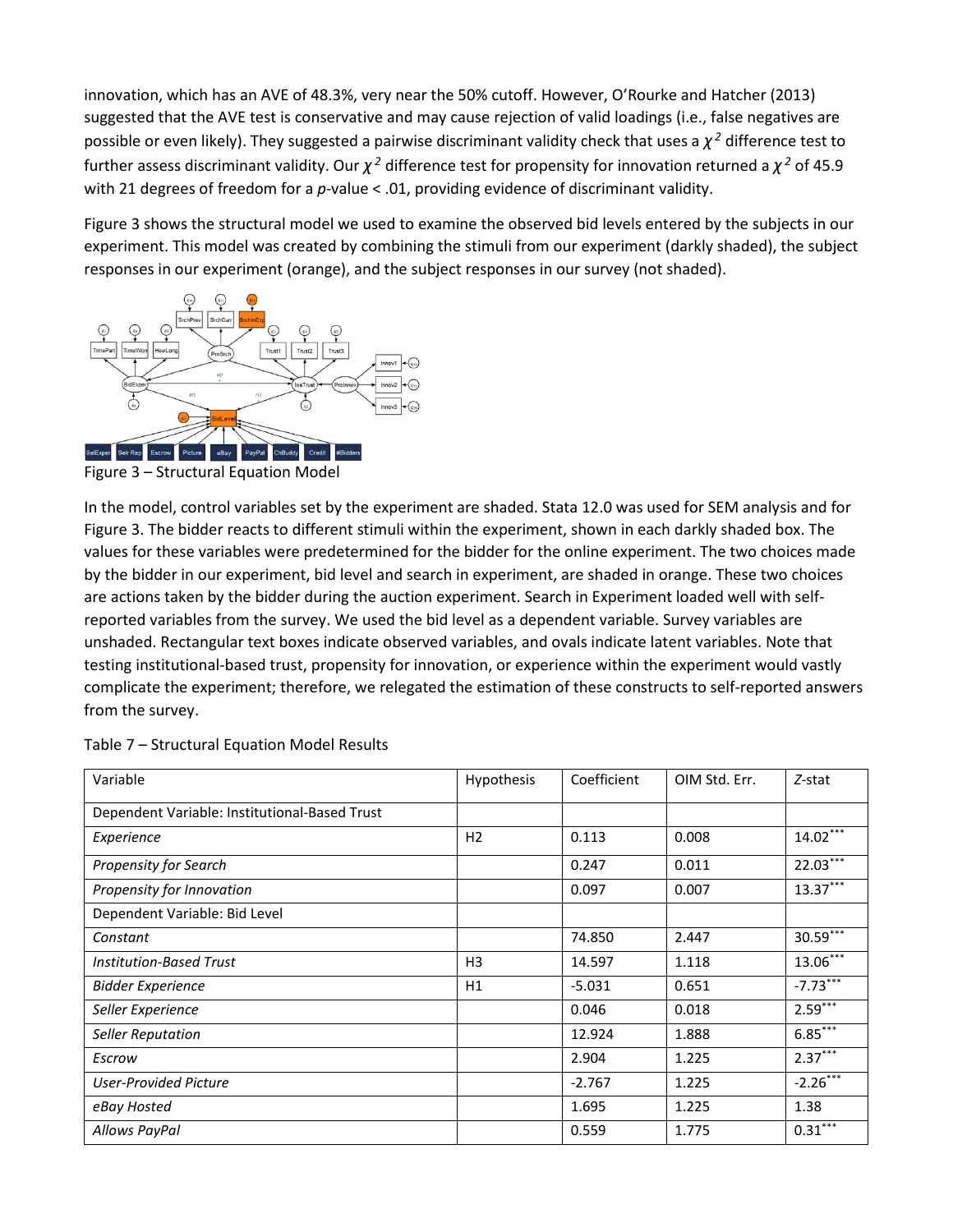innovation, which has an AVE of 48.3%, very near the 50% cutoff. However, O'Rourke and Hatcher (2013) suggested that the AVE test is conservative and may cause rejection of valid loadings (i.e., false negatives are possible or even likely). They suggested a pairwise discriminant validity check that uses a $\chi^2$ difference test to further assess discriminant validity. Our $\chi^2$ difference test for propensity for innovation returned a $\chi^2$ of 45.9 with 21 degrees of freedom for a *p*-value < .01, providing evidence of discriminant validity.

Figure 3 shows the structural model we used to examine the observed bid levels entered by the subjects in our experiment. This model was created by combining the stimuli from our experiment (darkly shaded), the subject responses in our experiment (orange), and the subject responses in our survey (not shaded).

Figure 3 – Structural Equation Model

In the model, control variables set by the experiment are shaded. Stata 12.0 was used for SEM analysis and for Figure 3. The bidder reacts to different stimuli within the experiment, shown in each darkly shaded box. The values for these variables were predetermined for the bidder for the online experiment. The two choices made by the bidder in our experiment, bid level and search in experiment, are shaded in orange. These two choices are actions taken by the bidder during the auction experiment. Search in Experiment loaded well with self-reported variables from the survey. We used the bid level as a dependent variable. Survey variables are unshaded. Rectangular text boxes indicate observed variables, and ovals indicate latent variables. Note that testing institutional-based trust, propensity for innovation, or experience within the experiment would vastly complicate the experiment; therefore, we relegated the estimation of these constructs to self-reported answers from the survey.

Table 7 – Structural Equation Model Results

| Variable | Hypothesis | Coefficient | OIM Std. Err. | *Z*-stat |
|---|---|---|---|---|
| Dependent Variable: Institutional-Based Trust | | | | |
| *Experience* | H2 | 0.113 | 0.008 | 14.02*** |
| *Propensity for Search* | | 0.247 | 0.011 | 22.03*** |
| *Propensity for Innovation* | | 0.097 | 0.007 | 13.37*** |
| Dependent Variable: Bid Level | | | | |
| *Constant* | | 74.850 | 2.447 | 30.59*** |
| *Institution-Based Trust* | H3 | 14.597 | 1.118 | 13.06*** |
| *Bidder Experience* | H1 | -5.031 | 0.651 | -7.73*** |
| *Seller Experience* | | 0.046 | 0.018 | 2.59*** |
| *Seller Reputation* | | 12.924 | 1.888 | 6.85*** |
| *Escrow* | | 2.904 | 1.225 | 2.37*** |
| *User-Provided Picture* | | -2.767 | 1.225 | -2.26*** |
| *eBay Hosted* | | 1.695 | 1.225 | 1.38 |
| *Allows PayPal* | | 0.559 | 1.775 | 0.31*** |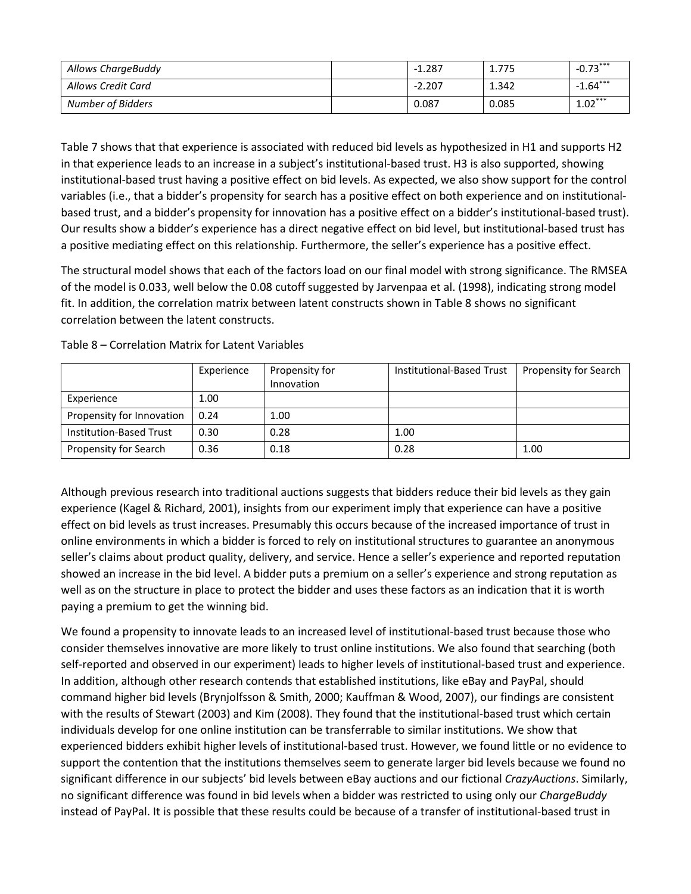| Allows ChargeBuddy | | -1.287 | 1.775 | -0.73*** |
|---|---|---|---|---|
| Allows Credit Card | | -2.207 | 1.342 | -1.64*** |
| Number of Bidders | | 0.087 | 0.085 | 1.02*** |

Table 7 shows that that experience is associated with reduced bid levels as hypothesized in H1 and supports H2 in that experience leads to an increase in a subject's institutional-based trust. H3 is also supported, showing institutional-based trust having a positive effect on bid levels. As expected, we also show support for the control variables (i.e., that a bidder's propensity for search has a positive effect on both experience and on institutional-based trust, and a bidder's propensity for innovation has a positive effect on a bidder's institutional-based trust). Our results show a bidder's experience has a direct negative effect on bid level, but institutional-based trust has a positive mediating effect on this relationship. Furthermore, the seller's experience has a positive effect.

The structural model shows that each of the factors load on our final model with strong significance. The RMSEA of the model is 0.033, well below the 0.08 cutoff suggested by Jarvenpaa et al. (1998), indicating strong model fit. In addition, the correlation matrix between latent constructs shown in Table 8 shows no significant correlation between the latent constructs.

Table 8 – Correlation Matrix for Latent Variables

| | Experience | Propensity for Innovation | Institutional-Based Trust | Propensity for Search |
|---|---|---|---|---|
| Experience | 1.00 | | | |
| Propensity for Innovation | 0.24 | 1.00 | | |
| Institution-Based Trust | 0.30 | 0.28 | 1.00 | |
| Propensity for Search | 0.36 | 0.18 | 0.28 | 1.00 |

Although previous research into traditional auctions suggests that bidders reduce their bid levels as they gain experience (Kagel & Richard, 2001), insights from our experiment imply that experience can have a positive effect on bid levels as trust increases. Presumably this occurs because of the increased importance of trust in online environments in which a bidder is forced to rely on institutional structures to guarantee an anonymous seller's claims about product quality, delivery, and service. Hence a seller's experience and reported reputation showed an increase in the bid level. A bidder puts a premium on a seller's experience and strong reputation as well as on the structure in place to protect the bidder and uses these factors as an indication that it is worth paying a premium to get the winning bid.

We found a propensity to innovate leads to an increased level of institutional-based trust because those who consider themselves innovative are more likely to trust online institutions. We also found that searching (both self-reported and observed in our experiment) leads to higher levels of institutional-based trust and experience. In addition, although other research contends that established institutions, like eBay and PayPal, should command higher bid levels (Brynjolfsson & Smith, 2000; Kauffman & Wood, 2007), our findings are consistent with the results of Stewart (2003) and Kim (2008). They found that the institutional-based trust which certain individuals develop for one online institution can be transferrable to similar institutions. We show that experienced bidders exhibit higher levels of institutional-based trust. However, we found little or no evidence to support the contention that the institutions themselves seem to generate larger bid levels because we found no significant difference in our subjects' bid levels between eBay auctions and our fictional *CrazyAuctions*. Similarly, no significant difference was found in bid levels when a bidder was restricted to using only our *ChargeBuddy* instead of PayPal. It is possible that these results could be because of a transfer of institutional-based trust in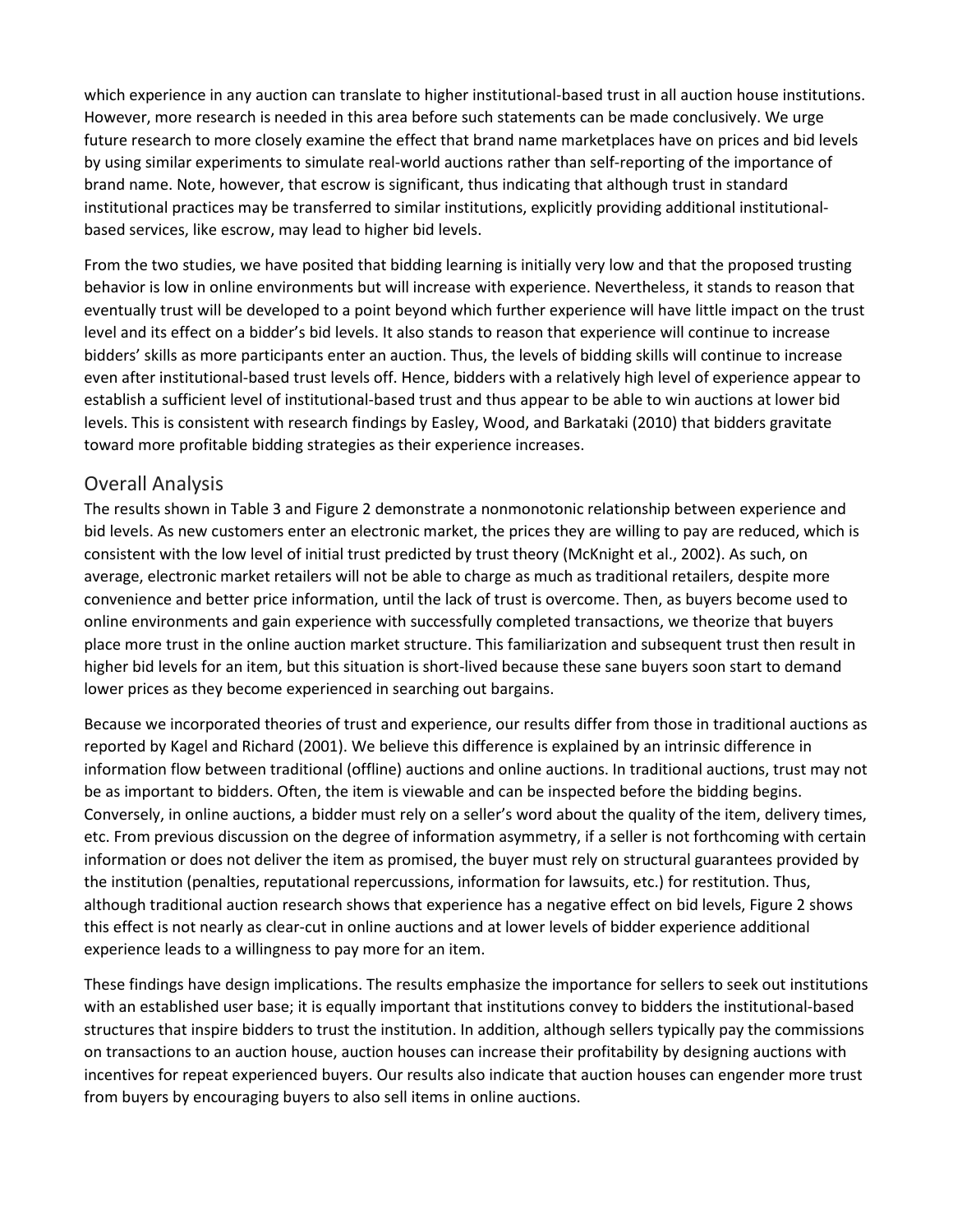which experience in any auction can translate to higher institutional-based trust in all auction house institutions. However, more research is needed in this area before such statements can be made conclusively. We urge future research to more closely examine the effect that brand name marketplaces have on prices and bid levels by using similar experiments to simulate real-world auctions rather than self-reporting of the importance of brand name. Note, however, that escrow is significant, thus indicating that although trust in standard institutional practices may be transferred to similar institutions, explicitly providing additional institutional-based services, like escrow, may lead to higher bid levels.

From the two studies, we have posited that bidding learning is initially very low and that the proposed trusting behavior is low in online environments but will increase with experience. Nevertheless, it stands to reason that eventually trust will be developed to a point beyond which further experience will have little impact on the trust level and its effect on a bidder's bid levels. It also stands to reason that experience will continue to increase bidders' skills as more participants enter an auction. Thus, the levels of bidding skills will continue to increase even after institutional-based trust levels off. Hence, bidders with a relatively high level of experience appear to establish a sufficient level of institutional-based trust and thus appear to be able to win auctions at lower bid levels. This is consistent with research findings by Easley, Wood, and Barkataki (2010) that bidders gravitate toward more profitable bidding strategies as their experience increases.

## Overall Analysis

The results shown in Table 3 and Figure 2 demonstrate a nonmonotonic relationship between experience and bid levels. As new customers enter an electronic market, the prices they are willing to pay are reduced, which is consistent with the low level of initial trust predicted by trust theory (McKnight et al., 2002). As such, on average, electronic market retailers will not be able to charge as much as traditional retailers, despite more convenience and better price information, until the lack of trust is overcome. Then, as buyers become used to online environments and gain experience with successfully completed transactions, we theorize that buyers place more trust in the online auction market structure. This familiarization and subsequent trust then result in higher bid levels for an item, but this situation is short-lived because these sane buyers soon start to demand lower prices as they become experienced in searching out bargains.

Because we incorporated theories of trust and experience, our results differ from those in traditional auctions as reported by Kagel and Richard (2001). We believe this difference is explained by an intrinsic difference in information flow between traditional (offline) auctions and online auctions. In traditional auctions, trust may not be as important to bidders. Often, the item is viewable and can be inspected before the bidding begins. Conversely, in online auctions, a bidder must rely on a seller's word about the quality of the item, delivery times, etc. From previous discussion on the degree of information asymmetry, if a seller is not forthcoming with certain information or does not deliver the item as promised, the buyer must rely on structural guarantees provided by the institution (penalties, reputational repercussions, information for lawsuits, etc.) for restitution. Thus, although traditional auction research shows that experience has a negative effect on bid levels, Figure 2 shows this effect is not nearly as clear-cut in online auctions and at lower levels of bidder experience additional experience leads to a willingness to pay more for an item.

These findings have design implications. The results emphasize the importance for sellers to seek out institutions with an established user base; it is equally important that institutions convey to bidders the institutional-based structures that inspire bidders to trust the institution. In addition, although sellers typically pay the commissions on transactions to an auction house, auction houses can increase their profitability by designing auctions with incentives for repeat experienced buyers. Our results also indicate that auction houses can engender more trust from buyers by encouraging buyers to also sell items in online auctions.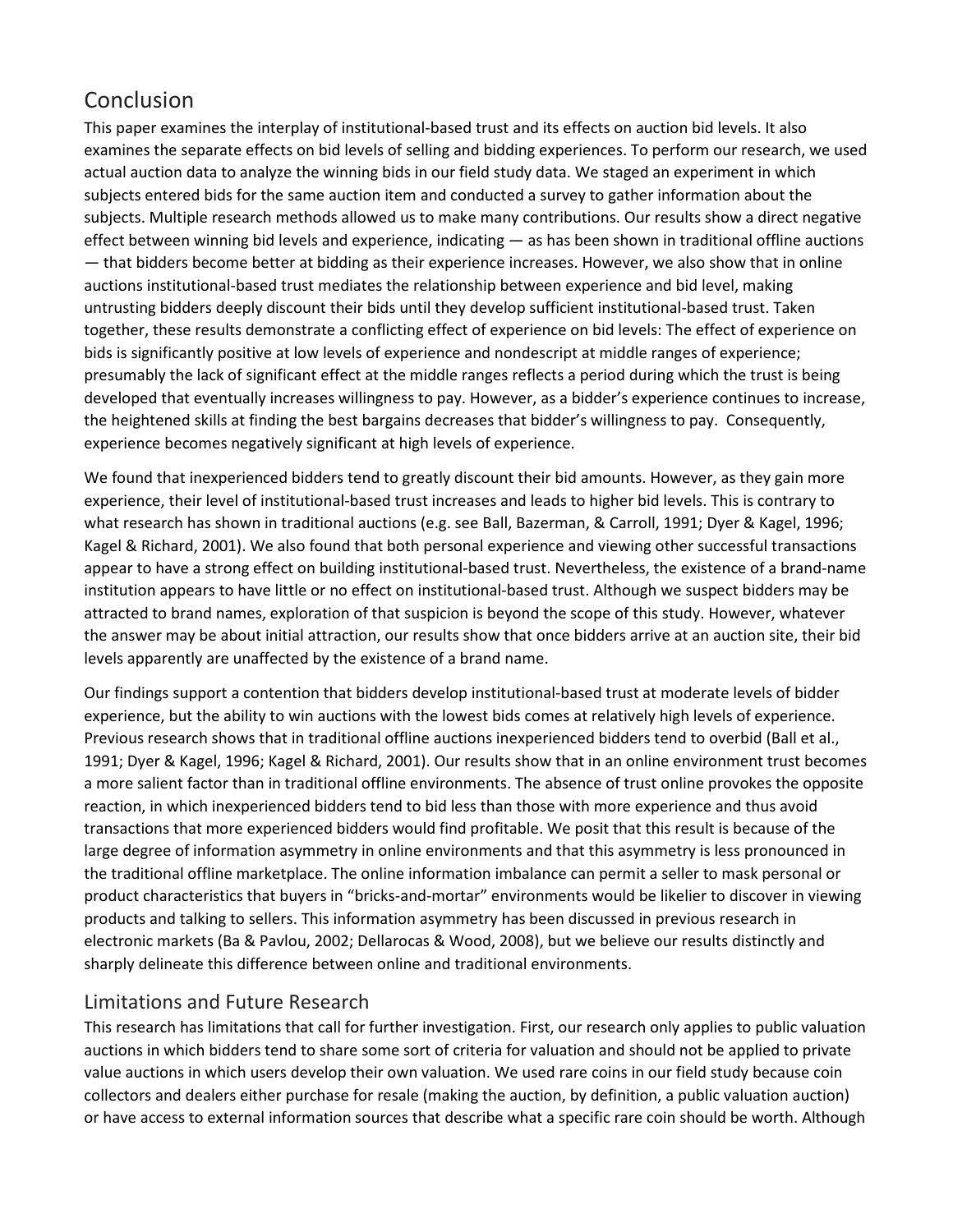## Conclusion

This paper examines the interplay of institutional-based trust and its effects on auction bid levels. It also examines the separate effects on bid levels of selling and bidding experiences. To perform our research, we used actual auction data to analyze the winning bids in our field study data. We staged an experiment in which subjects entered bids for the same auction item and conducted a survey to gather information about the subjects. Multiple research methods allowed us to make many contributions. Our results show a direct negative effect between winning bid levels and experience, indicating — as has been shown in traditional offline auctions — that bidders become better at bidding as their experience increases. However, we also show that in online auctions institutional-based trust mediates the relationship between experience and bid level, making untrusting bidders deeply discount their bids until they develop sufficient institutional-based trust. Taken together, these results demonstrate a conflicting effect of experience on bid levels: The effect of experience on bids is significantly positive at low levels of experience and nondescript at middle ranges of experience; presumably the lack of significant effect at the middle ranges reflects a period during which the trust is being developed that eventually increases willingness to pay. However, as a bidder's experience continues to increase, the heightened skills at finding the best bargains decreases that bidder's willingness to pay. Consequently, experience becomes negatively significant at high levels of experience.

We found that inexperienced bidders tend to greatly discount their bid amounts. However, as they gain more experience, their level of institutional-based trust increases and leads to higher bid levels. This is contrary to what research has shown in traditional auctions (e.g. see Ball, Bazerman, & Carroll, 1991; Dyer & Kagel, 1996; Kagel & Richard, 2001). We also found that both personal experience and viewing other successful transactions appear to have a strong effect on building institutional-based trust. Nevertheless, the existence of a brand-name institution appears to have little or no effect on institutional-based trust. Although we suspect bidders may be attracted to brand names, exploration of that suspicion is beyond the scope of this study. However, whatever the answer may be about initial attraction, our results show that once bidders arrive at an auction site, their bid levels apparently are unaffected by the existence of a brand name.

Our findings support a contention that bidders develop institutional-based trust at moderate levels of bidder experience, but the ability to win auctions with the lowest bids comes at relatively high levels of experience. Previous research shows that in traditional offline auctions inexperienced bidders tend to overbid (Ball et al., 1991; Dyer & Kagel, 1996; Kagel & Richard, 2001). Our results show that in an online environment trust becomes a more salient factor than in traditional offline environments. The absence of trust online provokes the opposite reaction, in which inexperienced bidders tend to bid less than those with more experience and thus avoid transactions that more experienced bidders would find profitable. We posit that this result is because of the large degree of information asymmetry in online environments and that this asymmetry is less pronounced in the traditional offline marketplace. The online information imbalance can permit a seller to mask personal or product characteristics that buyers in "bricks-and-mortar" environments would be likelier to discover in viewing products and talking to sellers. This information asymmetry has been discussed in previous research in electronic markets (Ba & Pavlou, 2002; Dellarocas & Wood, 2008), but we believe our results distinctly and sharply delineate this difference between online and traditional environments.

## Limitations and Future Research

This research has limitations that call for further investigation. First, our research only applies to public valuation auctions in which bidders tend to share some sort of criteria for valuation and should not be applied to private value auctions in which users develop their own valuation. We used rare coins in our field study because coin collectors and dealers either purchase for resale (making the auction, by definition, a public valuation auction) or have access to external information sources that describe what a specific rare coin should be worth. Although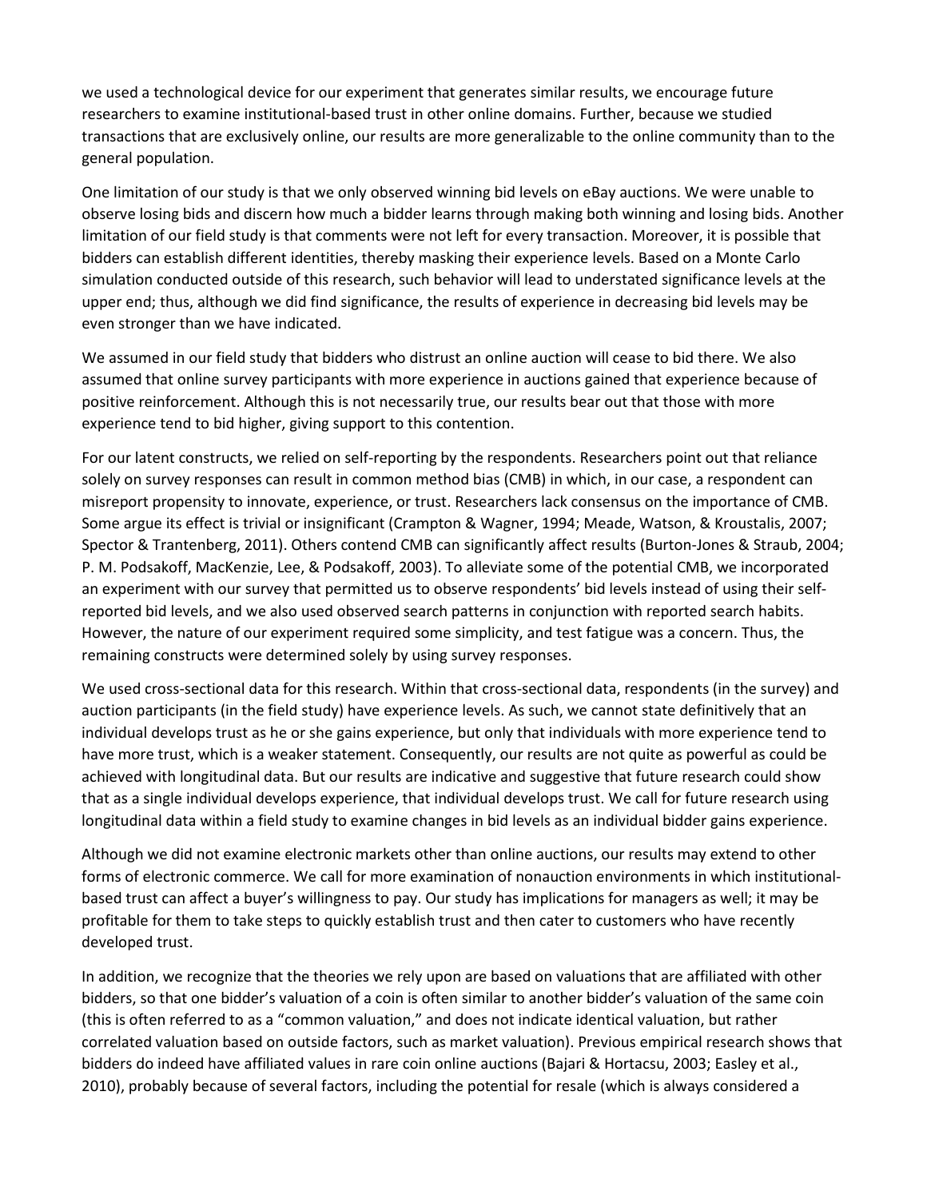we used a technological device for our experiment that generates similar results, we encourage future researchers to examine institutional-based trust in other online domains. Further, because we studied transactions that are exclusively online, our results are more generalizable to the online community than to the general population.

One limitation of our study is that we only observed winning bid levels on eBay auctions. We were unable to observe losing bids and discern how much a bidder learns through making both winning and losing bids. Another limitation of our field study is that comments were not left for every transaction. Moreover, it is possible that bidders can establish different identities, thereby masking their experience levels. Based on a Monte Carlo simulation conducted outside of this research, such behavior will lead to understated significance levels at the upper end; thus, although we did find significance, the results of experience in decreasing bid levels may be even stronger than we have indicated.

We assumed in our field study that bidders who distrust an online auction will cease to bid there. We also assumed that online survey participants with more experience in auctions gained that experience because of positive reinforcement. Although this is not necessarily true, our results bear out that those with more experience tend to bid higher, giving support to this contention.

For our latent constructs, we relied on self-reporting by the respondents. Researchers point out that reliance solely on survey responses can result in common method bias (CMB) in which, in our case, a respondent can misreport propensity to innovate, experience, or trust. Researchers lack consensus on the importance of CMB. Some argue its effect is trivial or insignificant (Crampton & Wagner, 1994; Meade, Watson, & Kroustalis, 2007; Spector & Trantenberg, 2011). Others contend CMB can significantly affect results (Burton-Jones & Straub, 2004; P. M. Podsakoff, MacKenzie, Lee, & Podsakoff, 2003). To alleviate some of the potential CMB, we incorporated an experiment with our survey that permitted us to observe respondents' bid levels instead of using their self-reported bid levels, and we also used observed search patterns in conjunction with reported search habits. However, the nature of our experiment required some simplicity, and test fatigue was a concern. Thus, the remaining constructs were determined solely by using survey responses.

We used cross-sectional data for this research. Within that cross-sectional data, respondents (in the survey) and auction participants (in the field study) have experience levels. As such, we cannot state definitively that an individual develops trust as he or she gains experience, but only that individuals with more experience tend to have more trust, which is a weaker statement. Consequently, our results are not quite as powerful as could be achieved with longitudinal data. But our results are indicative and suggestive that future research could show that as a single individual develops experience, that individual develops trust. We call for future research using longitudinal data within a field study to examine changes in bid levels as an individual bidder gains experience.

Although we did not examine electronic markets other than online auctions, our results may extend to other forms of electronic commerce. We call for more examination of nonauction environments in which institutional-based trust can affect a buyer's willingness to pay. Our study has implications for managers as well; it may be profitable for them to take steps to quickly establish trust and then cater to customers who have recently developed trust.

In addition, we recognize that the theories we rely upon are based on valuations that are affiliated with other bidders, so that one bidder's valuation of a coin is often similar to another bidder's valuation of the same coin (this is often referred to as a "common valuation," and does not indicate identical valuation, but rather correlated valuation based on outside factors, such as market valuation). Previous empirical research shows that bidders do indeed have affiliated values in rare coin online auctions (Bajari & Hortacsu, 2003; Easley et al., 2010), probably because of several factors, including the potential for resale (which is always considered a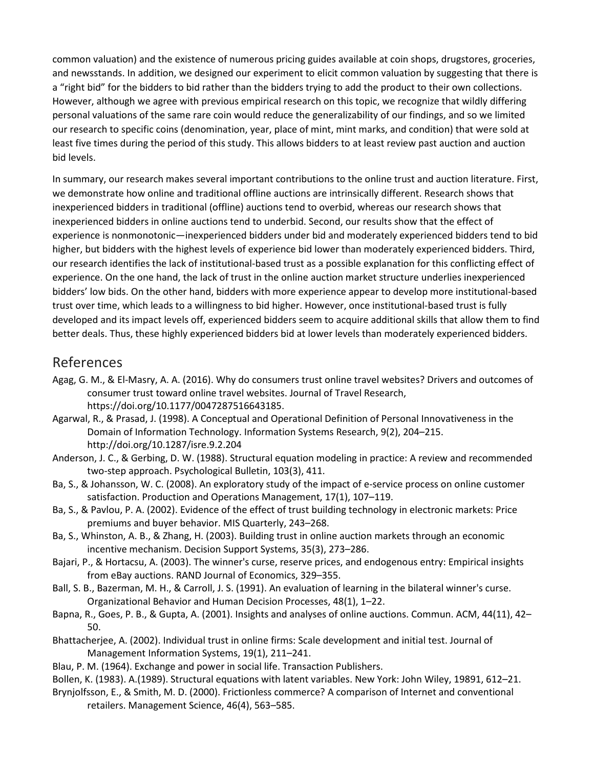common valuation) and the existence of numerous pricing guides available at coin shops, drugstores, groceries, and newsstands. In addition, we designed our experiment to elicit common valuation by suggesting that there is a "right bid" for the bidders to bid rather than the bidders trying to add the product to their own collections. However, although we agree with previous empirical research on this topic, we recognize that wildly differing personal valuations of the same rare coin would reduce the generalizability of our findings, and so we limited our research to specific coins (denomination, year, place of mint, mint marks, and condition) that were sold at least five times during the period of this study. This allows bidders to at least review past auction and auction bid levels.

In summary, our research makes several important contributions to the online trust and auction literature. First, we demonstrate how online and traditional offline auctions are intrinsically different. Research shows that inexperienced bidders in traditional (offline) auctions tend to overbid, whereas our research shows that inexperienced bidders in online auctions tend to underbid. Second, our results show that the effect of experience is nonmonotonic—inexperienced bidders under bid and moderately experienced bidders tend to bid higher, but bidders with the highest levels of experience bid lower than moderately experienced bidders. Third, our research identifies the lack of institutional-based trust as a possible explanation for this conflicting effect of experience. On the one hand, the lack of trust in the online auction market structure underlies inexperienced bidders' low bids. On the other hand, bidders with more experience appear to develop more institutional-based trust over time, which leads to a willingness to bid higher. However, once institutional-based trust is fully developed and its impact levels off, experienced bidders seem to acquire additional skills that allow them to find better deals. Thus, these highly experienced bidders bid at lower levels than moderately experienced bidders.

## References

Agag, G. M., & El-Masry, A. A. (2016). Why do consumers trust online travel websites? Drivers and outcomes of consumer trust toward online travel websites. Journal of Travel Research, https://doi.org/10.1177/0047287516643185.

Agarwal, R., & Prasad, J. (1998). A Conceptual and Operational Definition of Personal Innovativeness in the Domain of Information Technology. Information Systems Research, 9(2), 204–215. http://doi.org/10.1287/isre.9.2.204

Anderson, J. C., & Gerbing, D. W. (1988). Structural equation modeling in practice: A review and recommended two-step approach. Psychological Bulletin, 103(3), 411.

Ba, S., & Johansson, W. C. (2008). An exploratory study of the impact of e-service process on online customer satisfaction. Production and Operations Management, 17(1), 107–119.

Ba, S., & Pavlou, P. A. (2002). Evidence of the effect of trust building technology in electronic markets: Price premiums and buyer behavior. MIS Quarterly, 243–268.

Ba, S., Whinston, A. B., & Zhang, H. (2003). Building trust in online auction markets through an economic incentive mechanism. Decision Support Systems, 35(3), 273–286.

Bajari, P., & Hortacsu, A. (2003). The winner's curse, reserve prices, and endogenous entry: Empirical insights from eBay auctions. RAND Journal of Economics, 329–355.

Ball, S. B., Bazerman, M. H., & Carroll, J. S. (1991). An evaluation of learning in the bilateral winner's curse. Organizational Behavior and Human Decision Processes, 48(1), 1–22.

Bapna, R., Goes, P. B., & Gupta, A. (2001). Insights and analyses of online auctions. Commun. ACM, 44(11), 42–50.

Bhattacherjee, A. (2002). Individual trust in online firms: Scale development and initial test. Journal of Management Information Systems, 19(1), 211–241.

Blau, P. M. (1964). Exchange and power in social life. Transaction Publishers.

Bollen, K. (1983). A.(1989). Structural equations with latent variables. New York: John Wiley, 19891, 612–21.

Brynjolfsson, E., & Smith, M. D. (2000). Frictionless commerce? A comparison of Internet and conventional retailers. Management Science, 46(4), 563–585.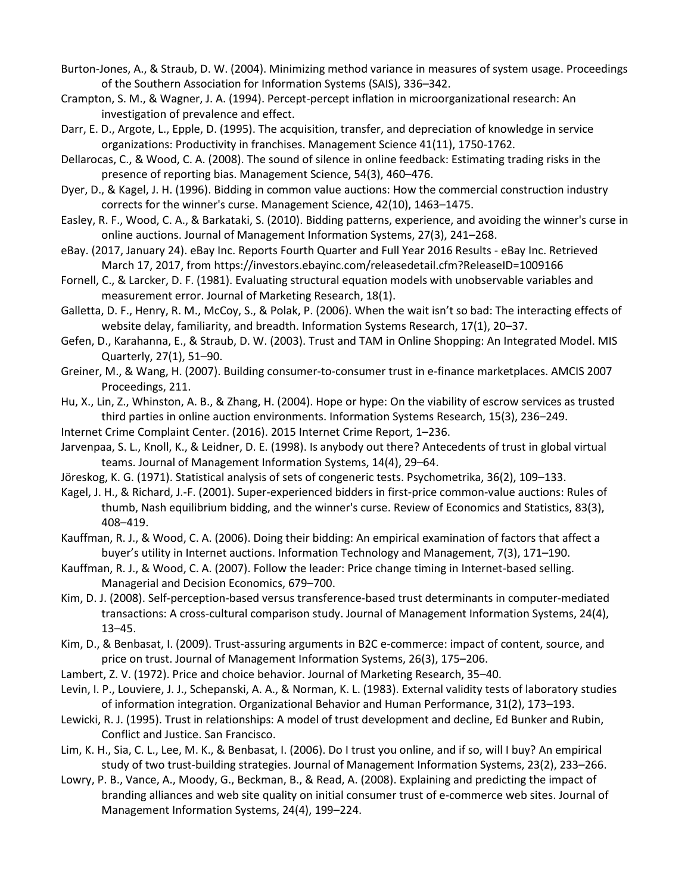Burton-Jones, A., & Straub, D. W. (2004). Minimizing method variance in measures of system usage. Proceedings of the Southern Association for Information Systems (SAIS), 336–342.

Crampton, S. M., & Wagner, J. A. (1994). Percept-percept inflation in microorganizational research: An investigation of prevalence and effect.

Darr, E. D., Argote, L., Epple, D. (1995). The acquisition, transfer, and depreciation of knowledge in service organizations: Productivity in franchises. Management Science 41(11), 1750-1762.

Dellarocas, C., & Wood, C. A. (2008). The sound of silence in online feedback: Estimating trading risks in the presence of reporting bias. Management Science, 54(3), 460–476.

Dyer, D., & Kagel, J. H. (1996). Bidding in common value auctions: How the commercial construction industry corrects for the winner's curse. Management Science, 42(10), 1463–1475.

Easley, R. F., Wood, C. A., & Barkataki, S. (2010). Bidding patterns, experience, and avoiding the winner's curse in online auctions. Journal of Management Information Systems, 27(3), 241–268.

eBay. (2017, January 24). eBay Inc. Reports Fourth Quarter and Full Year 2016 Results - eBay Inc. Retrieved March 17, 2017, from https://investors.ebayinc.com/releasedetail.cfm?ReleaseID=1009166

Fornell, C., & Larcker, D. F. (1981). Evaluating structural equation models with unobservable variables and measurement error. Journal of Marketing Research, 18(1).

Galletta, D. F., Henry, R. M., McCoy, S., & Polak, P. (2006). When the wait isn't so bad: The interacting effects of website delay, familiarity, and breadth. Information Systems Research, 17(1), 20–37.

Gefen, D., Karahanna, E., & Straub, D. W. (2003). Trust and TAM in Online Shopping: An Integrated Model. MIS Quarterly, 27(1), 51–90.

Greiner, M., & Wang, H. (2007). Building consumer-to-consumer trust in e-finance marketplaces. AMCIS 2007 Proceedings, 211.

Hu, X., Lin, Z., Whinston, A. B., & Zhang, H. (2004). Hope or hype: On the viability of escrow services as trusted third parties in online auction environments. Information Systems Research, 15(3), 236–249.

Internet Crime Complaint Center. (2016). 2015 Internet Crime Report, 1–236.

Jarvenpaa, S. L., Knoll, K., & Leidner, D. E. (1998). Is anybody out there? Antecedents of trust in global virtual teams. Journal of Management Information Systems, 14(4), 29–64.

Jöreskog, K. G. (1971). Statistical analysis of sets of congeneric tests. Psychometrika, 36(2), 109–133.

Kagel, J. H., & Richard, J.-F. (2001). Super-experienced bidders in first-price common-value auctions: Rules of thumb, Nash equilibrium bidding, and the winner's curse. Review of Economics and Statistics, 83(3), 408–419.

Kauffman, R. J., & Wood, C. A. (2006). Doing their bidding: An empirical examination of factors that affect a buyer's utility in Internet auctions. Information Technology and Management, 7(3), 171–190.

Kauffman, R. J., & Wood, C. A. (2007). Follow the leader: Price change timing in Internet-based selling. Managerial and Decision Economics, 679–700.

Kim, D. J. (2008). Self-perception-based versus transference-based trust determinants in computer-mediated transactions: A cross-cultural comparison study. Journal of Management Information Systems, 24(4), 13–45.

Kim, D., & Benbasat, I. (2009). Trust-assuring arguments in B2C e-commerce: impact of content, source, and price on trust. Journal of Management Information Systems, 26(3), 175–206.

Lambert, Z. V. (1972). Price and choice behavior. Journal of Marketing Research, 35–40.

Levin, I. P., Louviere, J. J., Schepanski, A. A., & Norman, K. L. (1983). External validity tests of laboratory studies of information integration. Organizational Behavior and Human Performance, 31(2), 173–193.

Lewicki, R. J. (1995). Trust in relationships: A model of trust development and decline, Ed Bunker and Rubin, Conflict and Justice. San Francisco.

Lim, K. H., Sia, C. L., Lee, M. K., & Benbasat, I. (2006). Do I trust you online, and if so, will I buy? An empirical study of two trust-building strategies. Journal of Management Information Systems, 23(2), 233–266.

Lowry, P. B., Vance, A., Moody, G., Beckman, B., & Read, A. (2008). Explaining and predicting the impact of branding alliances and web site quality on initial consumer trust of e-commerce web sites. Journal of Management Information Systems, 24(4), 199–224.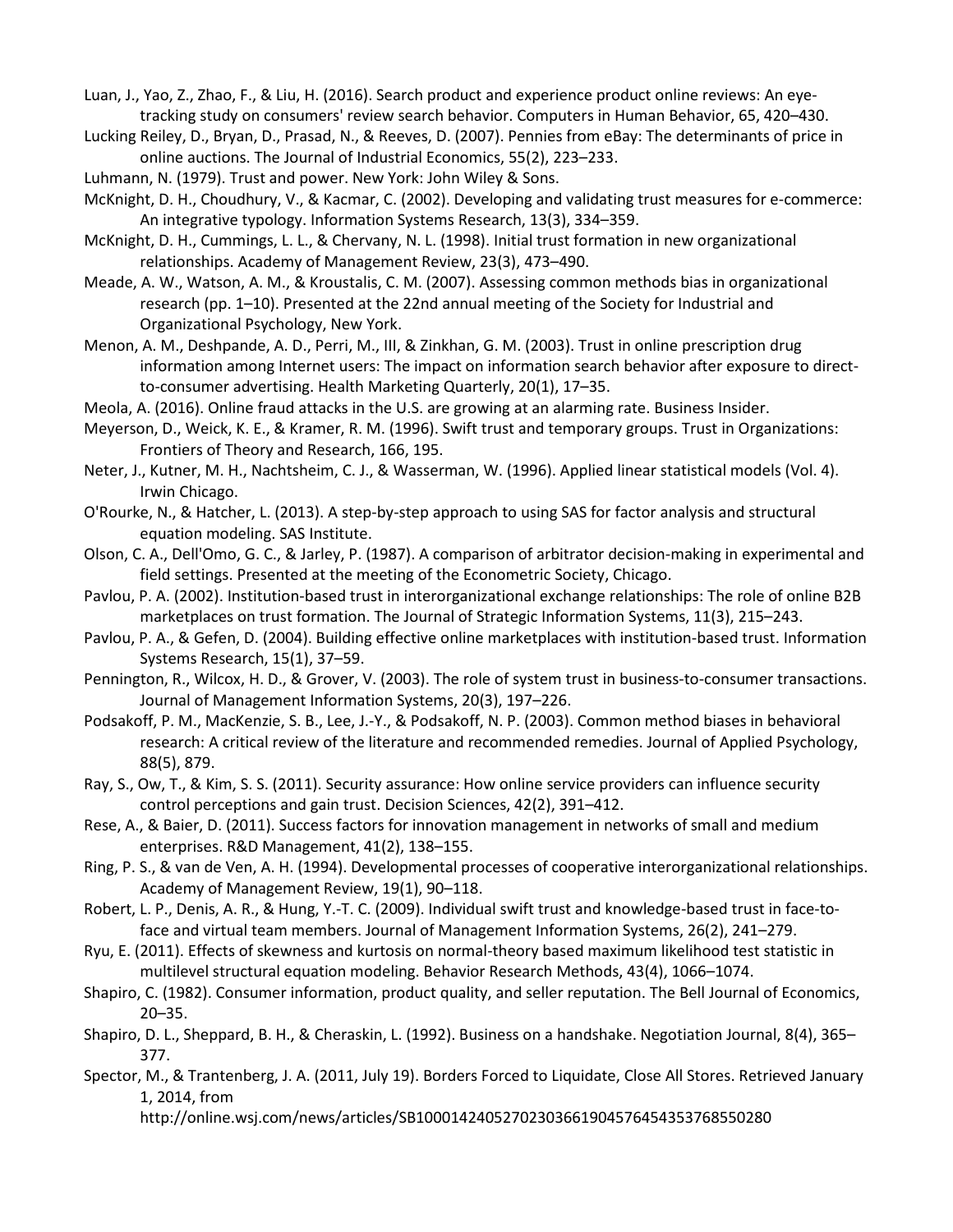Luan, J., Yao, Z., Zhao, F., & Liu, H. (2016). Search product and experience product online reviews: An eye-tracking study on consumers' review search behavior. Computers in Human Behavior, 65, 420–430.

Lucking Reiley, D., Bryan, D., Prasad, N., & Reeves, D. (2007). Pennies from eBay: The determinants of price in online auctions. The Journal of Industrial Economics, 55(2), 223–233.

Luhmann, N. (1979). Trust and power. New York: John Wiley & Sons.

McKnight, D. H., Choudhury, V., & Kacmar, C. (2002). Developing and validating trust measures for e-commerce: An integrative typology. Information Systems Research, 13(3), 334–359.

McKnight, D. H., Cummings, L. L., & Chervany, N. L. (1998). Initial trust formation in new organizational relationships. Academy of Management Review, 23(3), 473–490.

Meade, A. W., Watson, A. M., & Kroustalis, C. M. (2007). Assessing common methods bias in organizational research (pp. 1–10). Presented at the 22nd annual meeting of the Society for Industrial and Organizational Psychology, New York.

Menon, A. M., Deshpande, A. D., Perri, M., III, & Zinkhan, G. M. (2003). Trust in online prescription drug information among Internet users: The impact on information search behavior after exposure to direct-to-consumer advertising. Health Marketing Quarterly, 20(1), 17–35.

Meola, A. (2016). Online fraud attacks in the U.S. are growing at an alarming rate. Business Insider.

Meyerson, D., Weick, K. E., & Kramer, R. M. (1996). Swift trust and temporary groups. Trust in Organizations: Frontiers of Theory and Research, 166, 195.

Neter, J., Kutner, M. H., Nachtsheim, C. J., & Wasserman, W. (1996). Applied linear statistical models (Vol. 4). Irwin Chicago.

O'Rourke, N., & Hatcher, L. (2013). A step-by-step approach to using SAS for factor analysis and structural equation modeling. SAS Institute.

Olson, C. A., Dell'Omo, G. C., & Jarley, P. (1987). A comparison of arbitrator decision-making in experimental and field settings. Presented at the meeting of the Econometric Society, Chicago.

Pavlou, P. A. (2002). Institution-based trust in interorganizational exchange relationships: The role of online B2B marketplaces on trust formation. The Journal of Strategic Information Systems, 11(3), 215–243.

Pavlou, P. A., & Gefen, D. (2004). Building effective online marketplaces with institution-based trust. Information Systems Research, 15(1), 37–59.

Pennington, R., Wilcox, H. D., & Grover, V. (2003). The role of system trust in business-to-consumer transactions. Journal of Management Information Systems, 20(3), 197–226.

Podsakoff, P. M., MacKenzie, S. B., Lee, J.-Y., & Podsakoff, N. P. (2003). Common method biases in behavioral research: A critical review of the literature and recommended remedies. Journal of Applied Psychology, 88(5), 879.

Ray, S., Ow, T., & Kim, S. S. (2011). Security assurance: How online service providers can influence security control perceptions and gain trust. Decision Sciences, 42(2), 391–412.

Rese, A., & Baier, D. (2011). Success factors for innovation management in networks of small and medium enterprises. R&D Management, 41(2), 138–155.

Ring, P. S., & van de Ven, A. H. (1994). Developmental processes of cooperative interorganizational relationships. Academy of Management Review, 19(1), 90–118.

Robert, L. P., Denis, A. R., & Hung, Y.-T. C. (2009). Individual swift trust and knowledge-based trust in face-to-face and virtual team members. Journal of Management Information Systems, 26(2), 241–279.

Ryu, E. (2011). Effects of skewness and kurtosis on normal-theory based maximum likelihood test statistic in multilevel structural equation modeling. Behavior Research Methods, 43(4), 1066–1074.

Shapiro, C. (1982). Consumer information, product quality, and seller reputation. The Bell Journal of Economics, 20–35.

Shapiro, D. L., Sheppard, B. H., & Cheraskin, L. (1992). Business on a handshake. Negotiation Journal, 8(4), 365–377.

Spector, M., & Trantenberg, J. A. (2011, July 19). Borders Forced to Liquidate, Close All Stores. Retrieved January 1, 2014, from http://online.wsj.com/news/articles/SB10001424052702303661904576454353768550280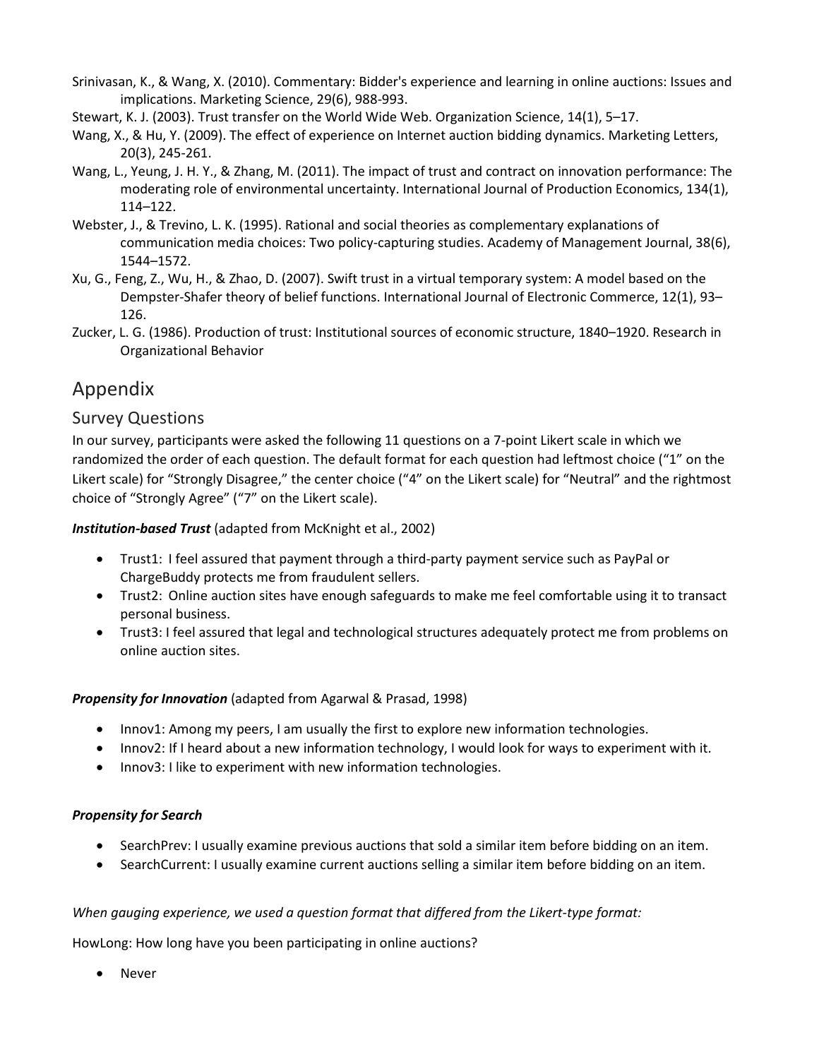Srinivasan, K., & Wang, X. (2010). Commentary: Bidder's experience and learning in online auctions: Issues and implications. Marketing Science, 29(6), 988-993.

Stewart, K. J. (2003). Trust transfer on the World Wide Web. Organization Science, 14(1), 5–17.

Wang, X., & Hu, Y. (2009). The effect of experience on Internet auction bidding dynamics. Marketing Letters, 20(3), 245-261.

Wang, L., Yeung, J. H. Y., & Zhang, M. (2011). The impact of trust and contract on innovation performance: The moderating role of environmental uncertainty. International Journal of Production Economics, 134(1), 114–122.

Webster, J., & Trevino, L. K. (1995). Rational and social theories as complementary explanations of communication media choices: Two policy-capturing studies. Academy of Management Journal, 38(6), 1544–1572.

Xu, G., Feng, Z., Wu, H., & Zhao, D. (2007). Swift trust in a virtual temporary system: A model based on the Dempster-Shafer theory of belief functions. International Journal of Electronic Commerce, 12(1), 93–126.

Zucker, L. G. (1986). Production of trust: Institutional sources of economic structure, 1840–1920. Research in Organizational Behavior

# Appendix

## Survey Questions

In our survey, participants were asked the following 11 questions on a 7-point Likert scale in which we randomized the order of each question. The default format for each question had leftmost choice ("1" on the Likert scale) for "Strongly Disagree," the center choice ("4" on the Likert scale) for "Neutral" and the rightmost choice of "Strongly Agree" ("7" on the Likert scale).

***Institution-based Trust*** (adapted from McKnight et al., 2002)

- Trust1: I feel assured that payment through a third-party payment service such as PayPal or ChargeBuddy protects me from fraudulent sellers.
- Trust2: Online auction sites have enough safeguards to make me feel comfortable using it to transact personal business.
- Trust3: I feel assured that legal and technological structures adequately protect me from problems on online auction sites.

***Propensity for Innovation*** (adapted from Agarwal & Prasad, 1998)

- Innov1: Among my peers, I am usually the first to explore new information technologies.
- Innov2: If I heard about a new information technology, I would look for ways to experiment with it.
- Innov3: I like to experiment with new information technologies.

***Propensity for Search***

- SearchPrev: I usually examine previous auctions that sold a similar item before bidding on an item.
- SearchCurrent: I usually examine current auctions selling a similar item before bidding on an item.

*When gauging experience, we used a question format that differed from the Likert-type format:*

HowLong: How long have you been participating in online auctions?

- Never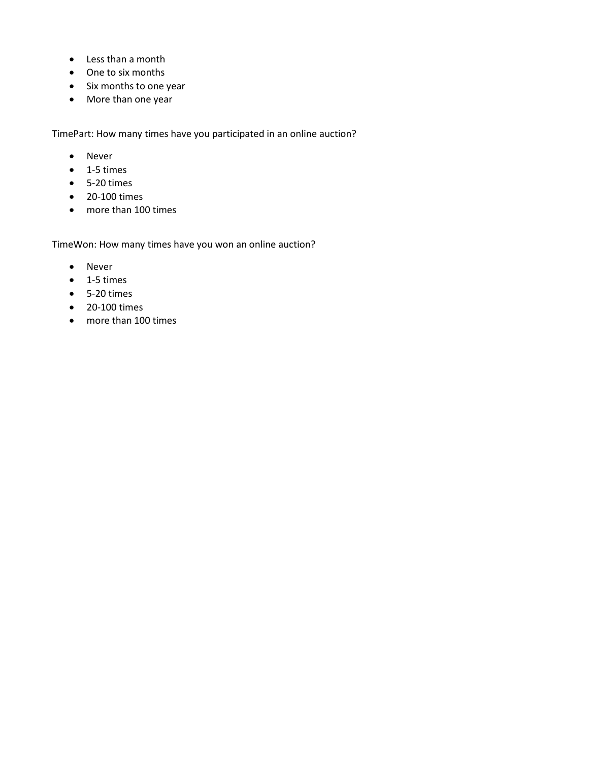- Less than a month
- One to six months
- Six months to one year
- More than one year

TimePart: How many times have you participated in an online auction?

- Never
- 1-5 times
- 5-20 times
- 20-100 times
- more than 100 times

TimeWon: How many times have you won an online auction?

- Never
- 1-5 times
- 5-20 times
- 20-100 times
- more than 100 times